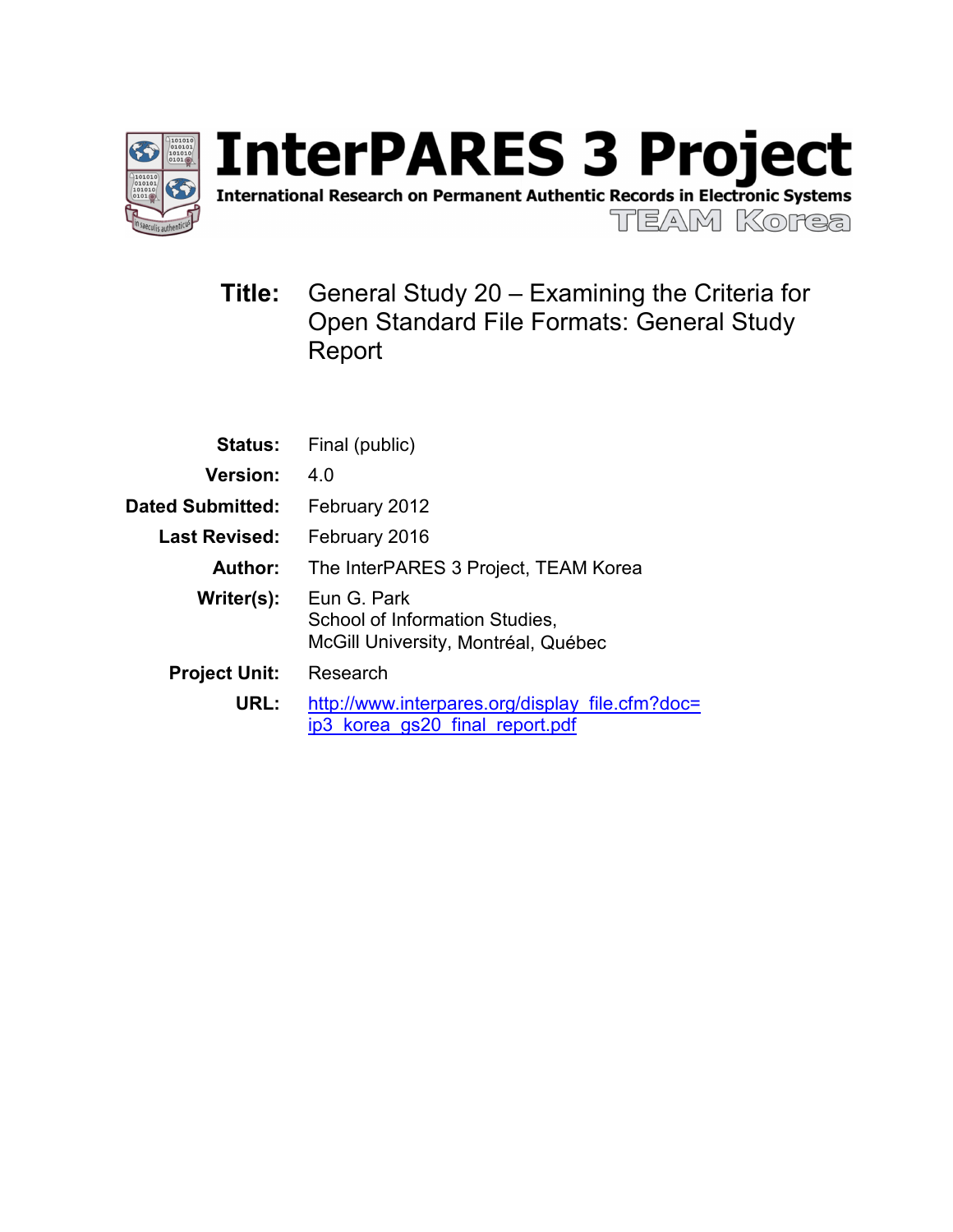# InterPARES 3 Project

**International Research on Permanent Authentic Records in Electronic Systems**

TEAM Korea

**Title:** General Study 20 – Examining the Criteria for Open Standard File Formats: General Study Report

**Status:** Final (public)

**Version:** 4.0

**Dated Submitted:** February 2012

**Last Revised:** February 2016

**Author:** The InterPARES 3 Project, TEAM Korea

**Writer(s):** Eun G. Park
School of Information Studies,
McGill University, Montréal, Québec

**Project Unit:** Research

**URL:** http://www.interpares.org/display_file.cfm?doc=ip3_korea_gs20_final_report.pdf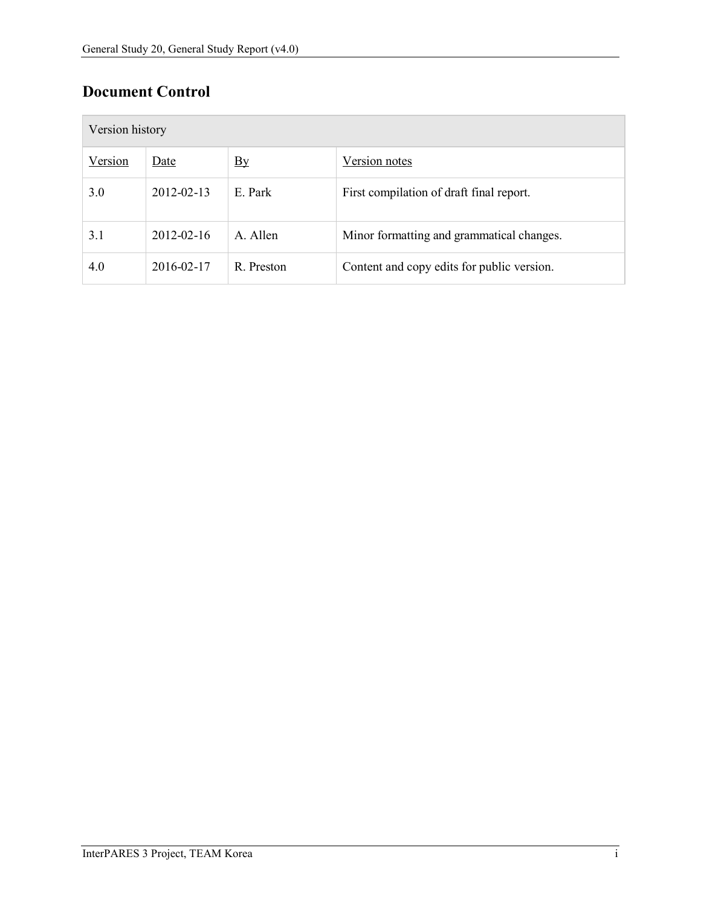## Document Control

| Version history | | | |
|---|---|---|---|
| Version | Date | By | Version notes |
| 3.0 | 2012-02-13 | E. Park | First compilation of draft final report. |
| 3.1 | 2012-02-16 | A. Allen | Minor formatting and grammatical changes. |
| 4.0 | 2016-02-17 | R. Preston | Content and copy edits for public version. |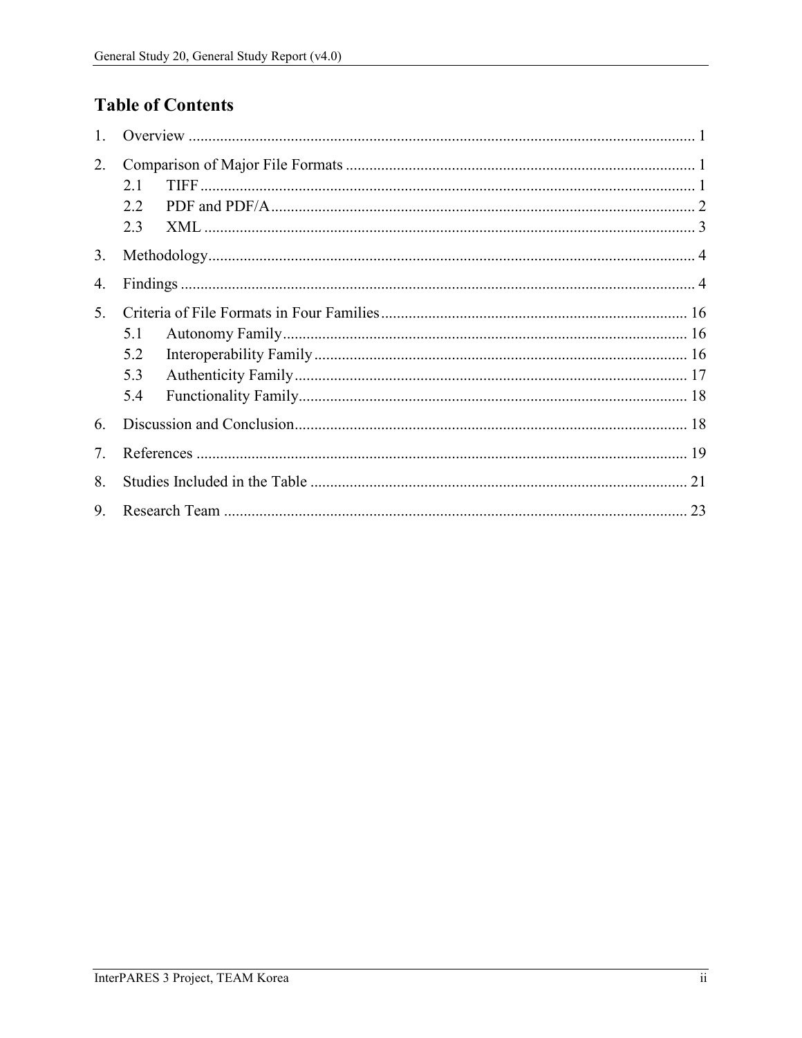# Table of Contents

1. Overview ..... 1
2. Comparison of Major File Formats ..... 1
   - 2.1 TIFF ..... 1
   - 2.2 PDF and PDF/A ..... 2
   - 2.3 XML ..... 3
3. Methodology ..... 4
4. Findings ..... 4
5. Criteria of File Formats in Four Families ..... 16
   - 5.1 Autonomy Family ..... 16
   - 5.2 Interoperability Family ..... 16
   - 5.3 Authenticity Family ..... 17
   - 5.4 Functionality Family ..... 18
6. Discussion and Conclusion ..... 18
7. References ..... 19
8. Studies Included in the Table ..... 21
9. Research Team ..... 23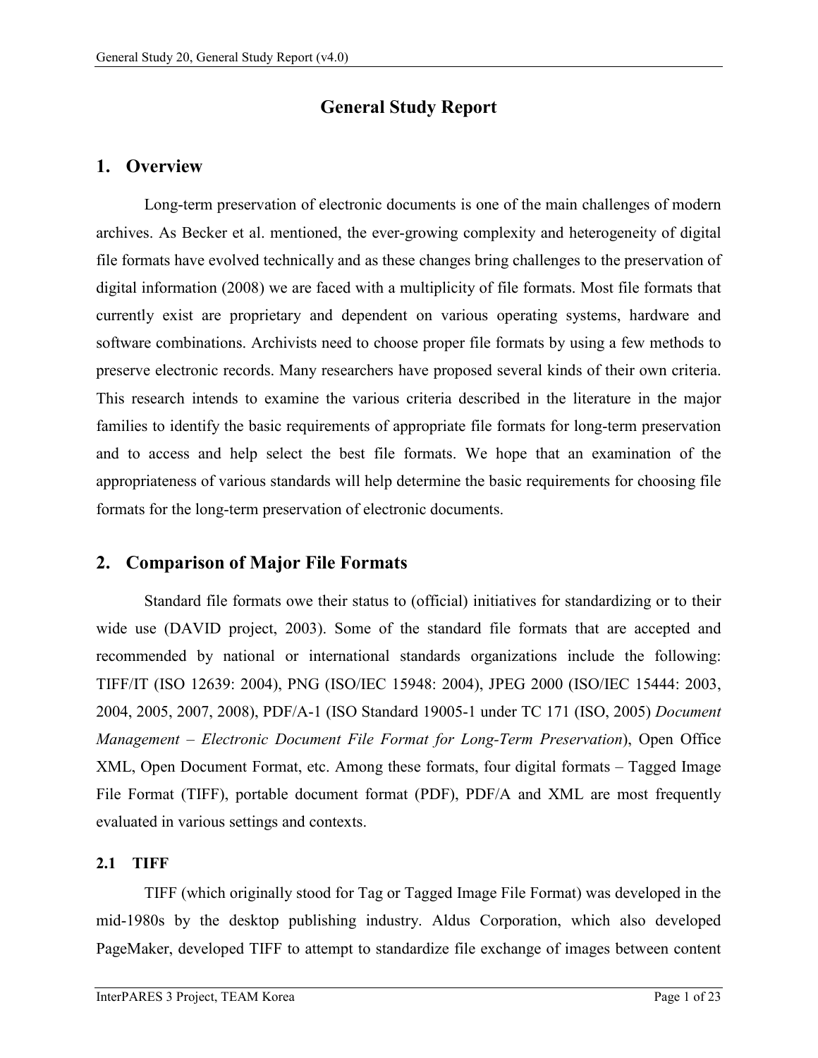# General Study Report

## 1. Overview

Long-term preservation of electronic documents is one of the main challenges of modern archives. As Becker et al. mentioned, the ever-growing complexity and heterogeneity of digital file formats have evolved technically and as these changes bring challenges to the preservation of digital information (2008) we are faced with a multiplicity of file formats. Most file formats that currently exist are proprietary and dependent on various operating systems, hardware and software combinations. Archivists need to choose proper file formats by using a few methods to preserve electronic records. Many researchers have proposed several kinds of their own criteria. This research intends to examine the various criteria described in the literature in the major families to identify the basic requirements of appropriate file formats for long-term preservation and to access and help select the best file formats. We hope that an examination of the appropriateness of various standards will help determine the basic requirements for choosing file formats for the long-term preservation of electronic documents.

## 2. Comparison of Major File Formats

Standard file formats owe their status to (official) initiatives for standardizing or to their wide use (DAVID project, 2003). Some of the standard file formats that are accepted and recommended by national or international standards organizations include the following: TIFF/IT (ISO 12639: 2004), PNG (ISO/IEC 15948: 2004), JPEG 2000 (ISO/IEC 15444: 2003, 2004, 2005, 2007, 2008), PDF/A-1 (ISO Standard 19005-1 under TC 171 (ISO, 2005) *Document Management – Electronic Document File Format for Long-Term Preservation*), Open Office XML, Open Document Format, etc. Among these formats, four digital formats – Tagged Image File Format (TIFF), portable document format (PDF), PDF/A and XML are most frequently evaluated in various settings and contexts.

### 2.1 TIFF

TIFF (which originally stood for Tag or Tagged Image File Format) was developed in the mid-1980s by the desktop publishing industry. Aldus Corporation, which also developed PageMaker, developed TIFF to attempt to standardize file exchange of images between content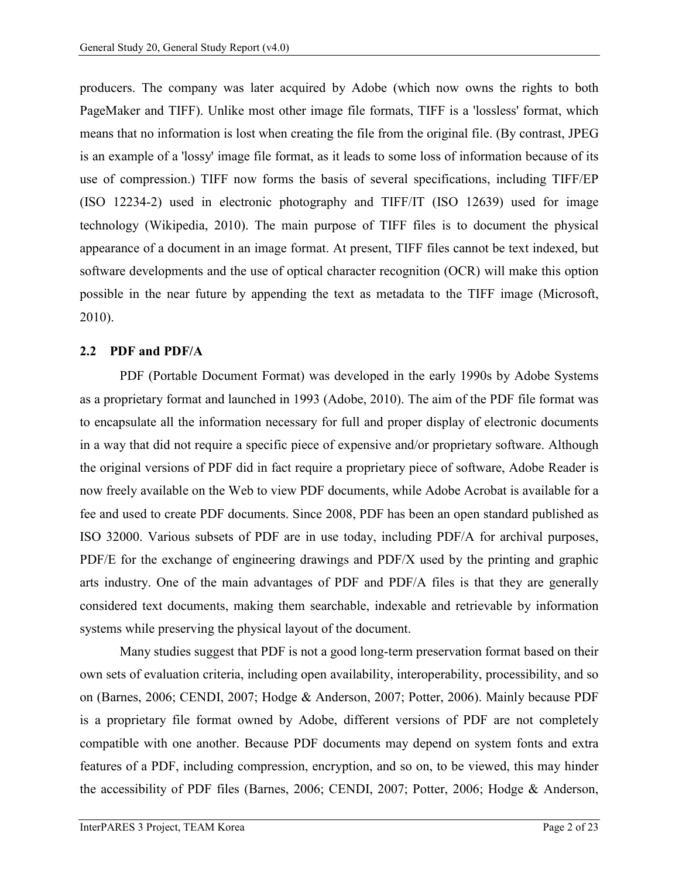producers. The company was later acquired by Adobe (which now owns the rights to both PageMaker and TIFF). Unlike most other image file formats, TIFF is a 'lossless' format, which means that no information is lost when creating the file from the original file. (By contrast, JPEG is an example of a 'lossy' image file format, as it leads to some loss of information because of its use of compression.) TIFF now forms the basis of several specifications, including TIFF/EP (ISO 12234-2) used in electronic photography and TIFF/IT (ISO 12639) used for image technology (Wikipedia, 2010). The main purpose of TIFF files is to document the physical appearance of a document in an image format. At present, TIFF files cannot be text indexed, but software developments and the use of optical character recognition (OCR) will make this option possible in the near future by appending the text as metadata to the TIFF image (Microsoft, 2010).

### 2.2 PDF and PDF/A

PDF (Portable Document Format) was developed in the early 1990s by Adobe Systems as a proprietary format and launched in 1993 (Adobe, 2010). The aim of the PDF file format was to encapsulate all the information necessary for full and proper display of electronic documents in a way that did not require a specific piece of expensive and/or proprietary software. Although the original versions of PDF did in fact require a proprietary piece of software, Adobe Reader is now freely available on the Web to view PDF documents, while Adobe Acrobat is available for a fee and used to create PDF documents. Since 2008, PDF has been an open standard published as ISO 32000. Various subsets of PDF are in use today, including PDF/A for archival purposes, PDF/E for the exchange of engineering drawings and PDF/X used by the printing and graphic arts industry. One of the main advantages of PDF and PDF/A files is that they are generally considered text documents, making them searchable, indexable and retrievable by information systems while preserving the physical layout of the document.

Many studies suggest that PDF is not a good long-term preservation format based on their own sets of evaluation criteria, including open availability, interoperability, processibility, and so on (Barnes, 2006; CENDI, 2007; Hodge & Anderson, 2007; Potter, 2006). Mainly because PDF is a proprietary file format owned by Adobe, different versions of PDF are not completely compatible with one another. Because PDF documents may depend on system fonts and extra features of a PDF, including compression, encryption, and so on, to be viewed, this may hinder the accessibility of PDF files (Barnes, 2006; CENDI, 2007; Potter, 2006; Hodge & Anderson,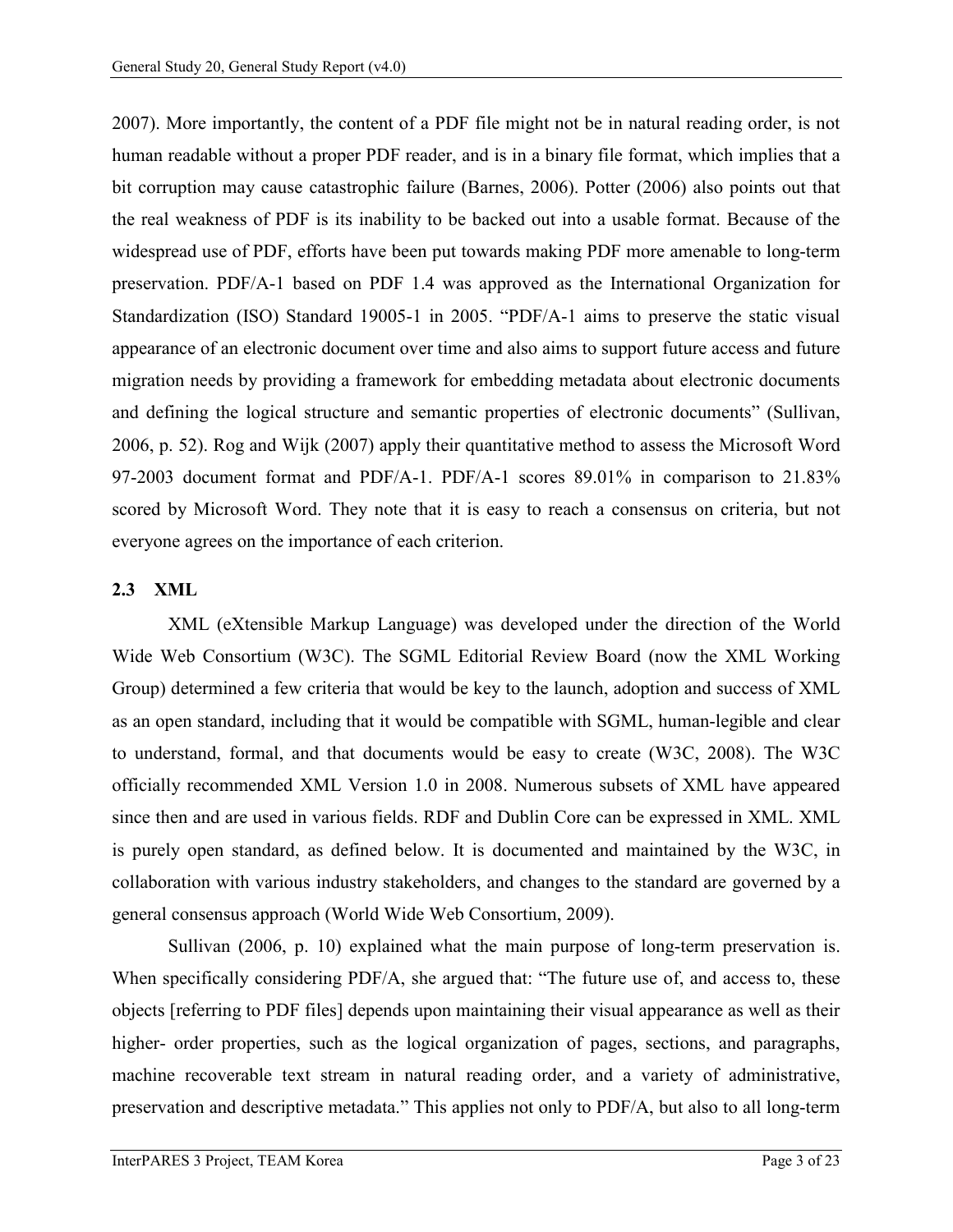2007). More importantly, the content of a PDF file might not be in natural reading order, is not human readable without a proper PDF reader, and is in a binary file format, which implies that a bit corruption may cause catastrophic failure (Barnes, 2006). Potter (2006) also points out that the real weakness of PDF is its inability to be backed out into a usable format. Because of the widespread use of PDF, efforts have been put towards making PDF more amenable to long-term preservation. PDF/A-1 based on PDF 1.4 was approved as the International Organization for Standardization (ISO) Standard 19005-1 in 2005. "PDF/A-1 aims to preserve the static visual appearance of an electronic document over time and also aims to support future access and future migration needs by providing a framework for embedding metadata about electronic documents and defining the logical structure and semantic properties of electronic documents" (Sullivan, 2006, p. 52). Rog and Wijk (2007) apply their quantitative method to assess the Microsoft Word 97-2003 document format and PDF/A-1. PDF/A-1 scores 89.01% in comparison to 21.83% scored by Microsoft Word. They note that it is easy to reach a consensus on criteria, but not everyone agrees on the importance of each criterion.

### 2.3 XML

XML (eXtensible Markup Language) was developed under the direction of the World Wide Web Consortium (W3C). The SGML Editorial Review Board (now the XML Working Group) determined a few criteria that would be key to the launch, adoption and success of XML as an open standard, including that it would be compatible with SGML, human-legible and clear to understand, formal, and that documents would be easy to create (W3C, 2008). The W3C officially recommended XML Version 1.0 in 2008. Numerous subsets of XML have appeared since then and are used in various fields. RDF and Dublin Core can be expressed in XML. XML is purely open standard, as defined below. It is documented and maintained by the W3C, in collaboration with various industry stakeholders, and changes to the standard are governed by a general consensus approach (World Wide Web Consortium, 2009).

Sullivan (2006, p. 10) explained what the main purpose of long-term preservation is. When specifically considering PDF/A, she argued that: "The future use of, and access to, these objects [referring to PDF files] depends upon maintaining their visual appearance as well as their higher- order properties, such as the logical organization of pages, sections, and paragraphs, machine recoverable text stream in natural reading order, and a variety of administrative, preservation and descriptive metadata." This applies not only to PDF/A, but also to all long-term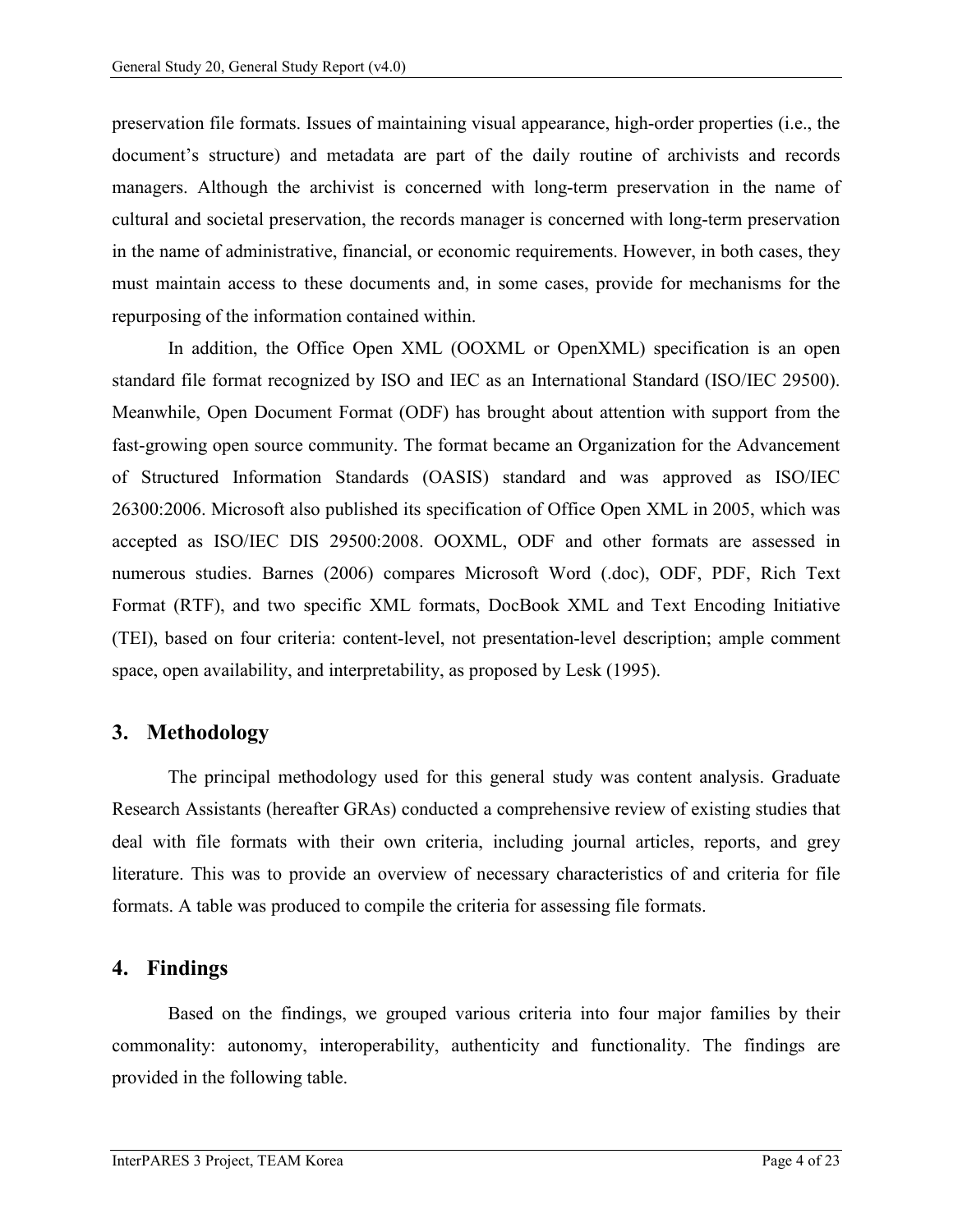preservation file formats. Issues of maintaining visual appearance, high-order properties (i.e., the document's structure) and metadata are part of the daily routine of archivists and records managers. Although the archivist is concerned with long-term preservation in the name of cultural and societal preservation, the records manager is concerned with long-term preservation in the name of administrative, financial, or economic requirements. However, in both cases, they must maintain access to these documents and, in some cases, provide for mechanisms for the repurposing of the information contained within.

In addition, the Office Open XML (OOXML or OpenXML) specification is an open standard file format recognized by ISO and IEC as an International Standard (ISO/IEC 29500). Meanwhile, Open Document Format (ODF) has brought about attention with support from the fast-growing open source community. The format became an Organization for the Advancement of Structured Information Standards (OASIS) standard and was approved as ISO/IEC 26300:2006. Microsoft also published its specification of Office Open XML in 2005, which was accepted as ISO/IEC DIS 29500:2008. OOXML, ODF and other formats are assessed in numerous studies. Barnes (2006) compares Microsoft Word (.doc), ODF, PDF, Rich Text Format (RTF), and two specific XML formats, DocBook XML and Text Encoding Initiative (TEI), based on four criteria: content-level, not presentation-level description; ample comment space, open availability, and interpretability, as proposed by Lesk (1995).

## 3. Methodology

The principal methodology used for this general study was content analysis. Graduate Research Assistants (hereafter GRAs) conducted a comprehensive review of existing studies that deal with file formats with their own criteria, including journal articles, reports, and grey literature. This was to provide an overview of necessary characteristics of and criteria for file formats. A table was produced to compile the criteria for assessing file formats.

## 4. Findings

Based on the findings, we grouped various criteria into four major families by their commonality: autonomy, interoperability, authenticity and functionality. The findings are provided in the following table.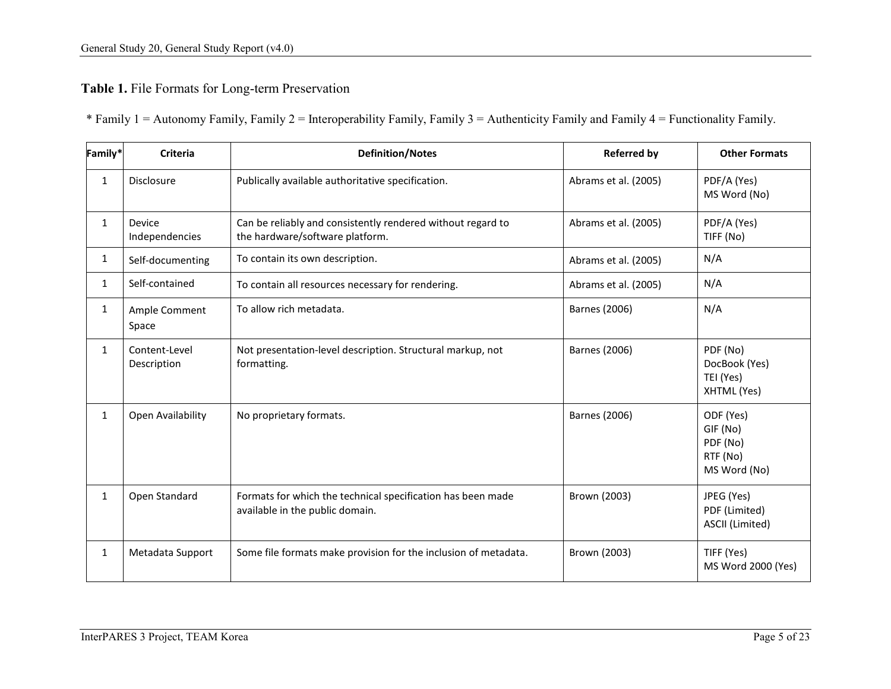**Table 1.** File Formats for Long-term Preservation

* Family 1 = Autonomy Family, Family 2 = Interoperability Family, Family 3 = Authenticity Family and Family 4 = Functionality Family.

| Family* | Criteria | Definition/Notes | Referred by | Other Formats |
|---|---|---|---|---|
| 1 | Disclosure | Publically available authoritative specification. | Abrams et al. (2005) | PDF/A (Yes)<br>MS Word (No) |
| 1 | Device Independencies | Can be reliably and consistently rendered without regard to the hardware/software platform. | Abrams et al. (2005) | PDF/A (Yes)<br>TIFF (No) |
| 1 | Self-documenting | To contain its own description. | Abrams et al. (2005) | N/A |
| 1 | Self-contained | To contain all resources necessary for rendering. | Abrams et al. (2005) | N/A |
| 1 | Ample Comment Space | To allow rich metadata. | Barnes (2006) | N/A |
| 1 | Content-Level Description | Not presentation-level description. Structural markup, not formatting. | Barnes (2006) | PDF (No)<br>DocBook (Yes)<br>TEI (Yes)<br>XHTML (Yes) |
| 1 | Open Availability | No proprietary formats. | Barnes (2006) | ODF (Yes)<br>GIF (No)<br>PDF (No)<br>RTF (No)<br>MS Word (No) |
| 1 | Open Standard | Formats for which the technical specification has been made available in the public domain. | Brown (2003) | JPEG (Yes)<br>PDF (Limited)<br>ASCII (Limited) |
| 1 | Metadata Support | Some file formats make provision for the inclusion of metadata. | Brown (2003) | TIFF (Yes)<br>MS Word 2000 (Yes) |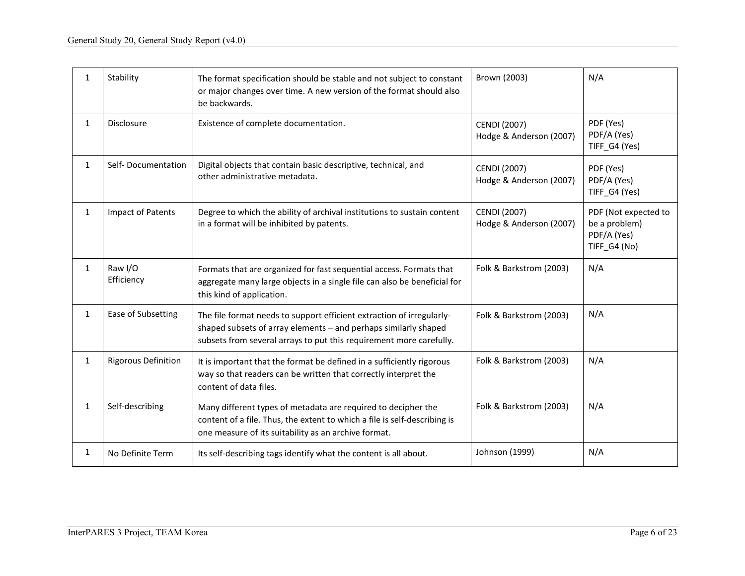| | | | | |
|---|---|---|---|---|
| 1 | Stability | The format specification should be stable and not subject to constant or major changes over time. A new version of the format should also be backwards. | Brown (2003) | N/A |
| 1 | Disclosure | Existence of complete documentation. | CENDI (2007)<br>Hodge & Anderson (2007) | PDF (Yes)<br>PDF/A (Yes)<br>TIFF_G4 (Yes) |
| 1 | Self- Documentation | Digital objects that contain basic descriptive, technical, and other administrative metadata. | CENDI (2007)<br>Hodge & Anderson (2007) | PDF (Yes)<br>PDF/A (Yes)<br>TIFF_G4 (Yes) |
| 1 | Impact of Patents | Degree to which the ability of archival institutions to sustain content in a format will be inhibited by patents. | CENDI (2007)<br>Hodge & Anderson (2007) | PDF (Not expected to be a problem)<br>PDF/A (Yes)<br>TIFF_G4 (No) |
| 1 | Raw I/O Efficiency | Formats that are organized for fast sequential access. Formats that aggregate many large objects in a single file can also be beneficial for this kind of application. | Folk & Barkstrom (2003) | N/A |
| 1 | Ease of Subsetting | The file format needs to support efficient extraction of irregularly-shaped subsets of array elements – and perhaps similarly shaped subsets from several arrays to put this requirement more carefully. | Folk & Barkstrom (2003) | N/A |
| 1 | Rigorous Definition | It is important that the format be defined in a sufficiently rigorous way so that readers can be written that correctly interpret the content of data files. | Folk & Barkstrom (2003) | N/A |
| 1 | Self-describing | Many different types of metadata are required to decipher the content of a file. Thus, the extent to which a file is self-describing is one measure of its suitability as an archive format. | Folk & Barkstrom (2003) | N/A |
| 1 | No Definite Term | Its self-describing tags identify what the content is all about. | Johnson (1999) | N/A |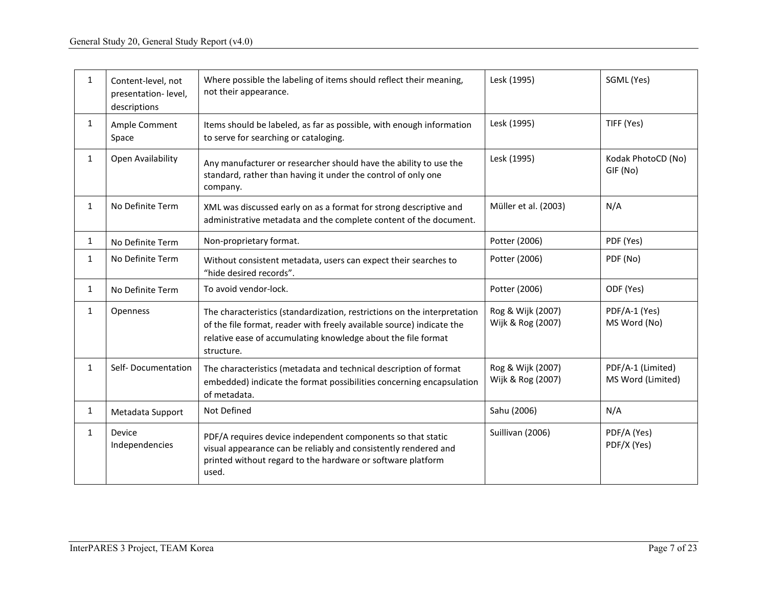| 1 | Content-level, not presentation- level, descriptions | Where possible the labeling of items should reflect their meaning, not their appearance. | Lesk (1995) | SGML (Yes) |
|---|---|---|---|---|
| 1 | Ample Comment Space | Items should be labeled, as far as possible, with enough information to serve for searching or cataloging. | Lesk (1995) | TIFF (Yes) |
| 1 | Open Availability | Any manufacturer or researcher should have the ability to use the standard, rather than having it under the control of only one company. | Lesk (1995) | Kodak PhotoCD (No)<br>GIF (No) |
| 1 | No Definite Term | XML was discussed early on as a format for strong descriptive and administrative metadata and the complete content of the document. | Müller et al. (2003) | N/A |
| 1 | No Definite Term | Non-proprietary format. | Potter (2006) | PDF (Yes) |
| 1 | No Definite Term | Without consistent metadata, users can expect their searches to “hide desired records”. | Potter (2006) | PDF (No) |
| 1 | No Definite Term | To avoid vendor-lock. | Potter (2006) | ODF (Yes) |
| 1 | Openness | The characteristics (standardization, restrictions on the interpretation of the file format, reader with freely available source) indicate the relative ease of accumulating knowledge about the file format structure. | Rog & Wijk (2007)<br>Wijk & Rog (2007) | PDF/A-1 (Yes)<br>MS Word (No) |
| 1 | Self- Documentation | The characteristics (metadata and technical description of format embedded) indicate the format possibilities concerning encapsulation of metadata. | Rog & Wijk (2007)<br>Wijk & Rog (2007) | PDF/A-1 (Limited)<br>MS Word (Limited) |
| 1 | Metadata Support | Not Defined | Sahu (2006) | N/A |
| 1 | Device Independencies | PDF/A requires device independent components so that static visual appearance can be reliably and consistently rendered and printed without regard to the hardware or software platform used. | Suillivan (2006) | PDF/A (Yes)<br>PDF/X (Yes) |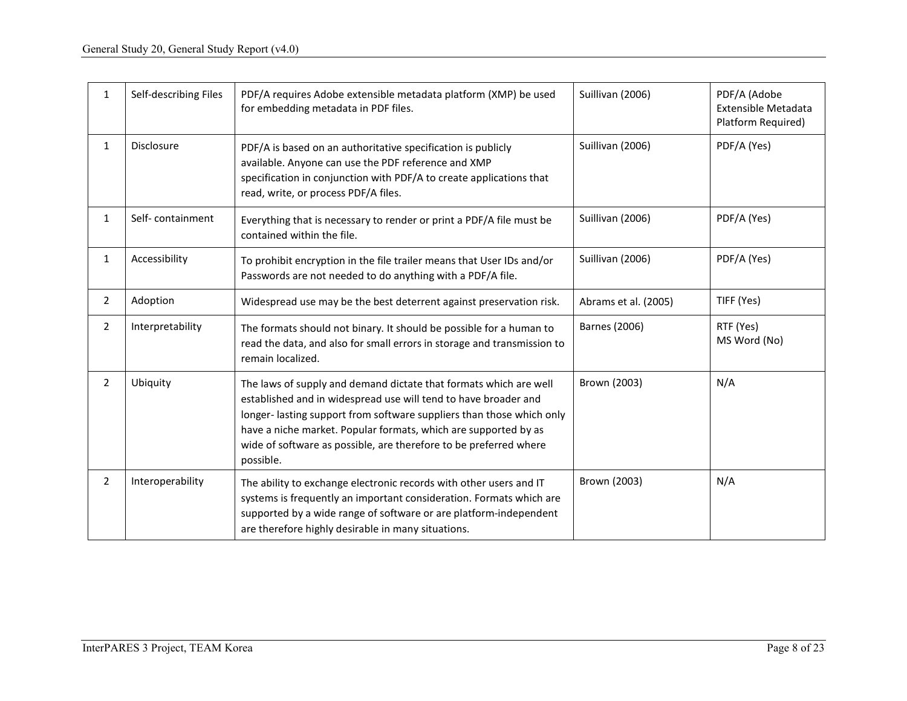| 1 | Self-describing Files | PDF/A requires Adobe extensible metadata platform (XMP) be used for embedding metadata in PDF files. | Suillivan (2006) | PDF/A (Adobe Extensible Metadata Platform Required) |
|---|---|---|---|---|
| 1 | Disclosure | PDF/A is based on an authoritative specification is publicly available. Anyone can use the PDF reference and XMP specification in conjunction with PDF/A to create applications that read, write, or process PDF/A files. | Suillivan (2006) | PDF/A (Yes) |
| 1 | Self- containment | Everything that is necessary to render or print a PDF/A file must be contained within the file. | Suillivan (2006) | PDF/A (Yes) |
| 1 | Accessibility | To prohibit encryption in the file trailer means that User IDs and/or Passwords are not needed to do anything with a PDF/A file. | Suillivan (2006) | PDF/A (Yes) |
| 2 | Adoption | Widespread use may be the best deterrent against preservation risk. | Abrams et al. (2005) | TIFF (Yes) |
| 2 | Interpretability | The formats should not binary. It should be possible for a human to read the data, and also for small errors in storage and transmission to remain localized. | Barnes (2006) | RTF (Yes)<br>MS Word (No) |
| 2 | Ubiquity | The laws of supply and demand dictate that formats which are well established and in widespread use will tend to have broader and longer- lasting support from software suppliers than those which only have a niche market. Popular formats, which are supported by as wide of software as possible, are therefore to be preferred where possible. | Brown (2003) | N/A |
| 2 | Interoperability | The ability to exchange electronic records with other users and IT systems is frequently an important consideration. Formats which are supported by a wide range of software or are platform-independent are therefore highly desirable in many situations. | Brown (2003) | N/A |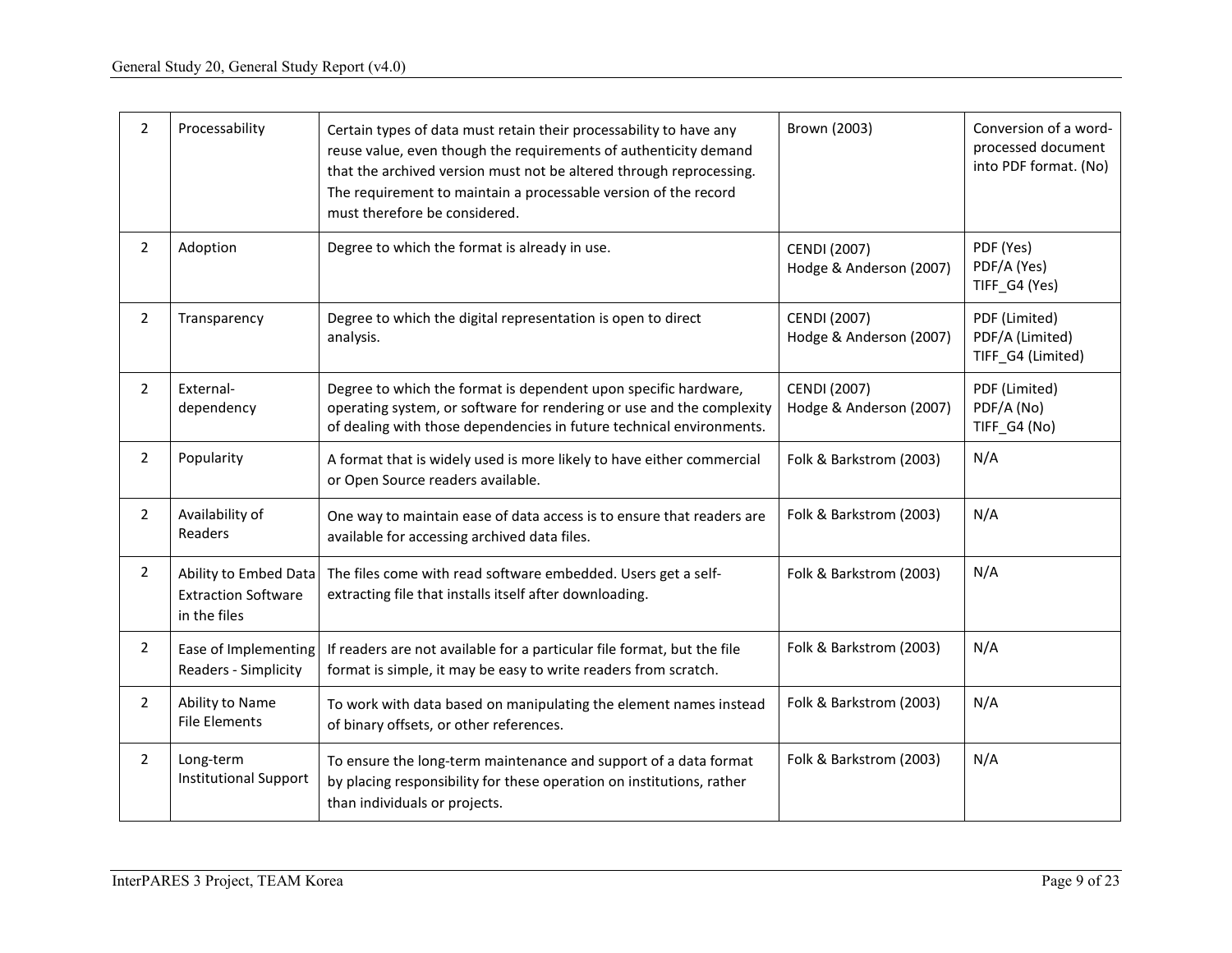| 2 | Processability | Certain types of data must retain their processability to have any reuse value, even though the requirements of authenticity demand that the archived version must not be altered through reprocessing. The requirement to maintain a processable version of the record must therefore be considered. | Brown (2003) | Conversion of a word-processed document into PDF format. (No) |
|---|---|---|---|---|
| 2 | Adoption | Degree to which the format is already in use. | CENDI (2007)<br>Hodge & Anderson (2007) | PDF (Yes)<br>PDF/A (Yes)<br>TIFF_G4 (Yes) |
| 2 | Transparency | Degree to which the digital representation is open to direct analysis. | CENDI (2007)<br>Hodge & Anderson (2007) | PDF (Limited)<br>PDF/A (Limited)<br>TIFF_G4 (Limited) |
| 2 | External-dependency | Degree to which the format is dependent upon specific hardware, operating system, or software for rendering or use and the complexity of dealing with those dependencies in future technical environments. | CENDI (2007)<br>Hodge & Anderson (2007) | PDF (Limited)<br>PDF/A (No)<br>TIFF_G4 (No) |
| 2 | Popularity | A format that is widely used is more likely to have either commercial or Open Source readers available. | Folk & Barkstrom (2003) | N/A |
| 2 | Availability of Readers | One way to maintain ease of data access is to ensure that readers are available for accessing archived data files. | Folk & Barkstrom (2003) | N/A |
| 2 | Ability to Embed Data Extraction Software in the files | The files come with read software embedded. Users get a self-extracting file that installs itself after downloading. | Folk & Barkstrom (2003) | N/A |
| 2 | Ease of Implementing Readers - Simplicity | If readers are not available for a particular file format, but the file format is simple, it may be easy to write readers from scratch. | Folk & Barkstrom (2003) | N/A |
| 2 | Ability to Name File Elements | To work with data based on manipulating the element names instead of binary offsets, or other references. | Folk & Barkstrom (2003) | N/A |
| 2 | Long-term Institutional Support | To ensure the long-term maintenance and support of a data format by placing responsibility for these operation on institutions, rather than individuals or projects. | Folk & Barkstrom (2003) | N/A |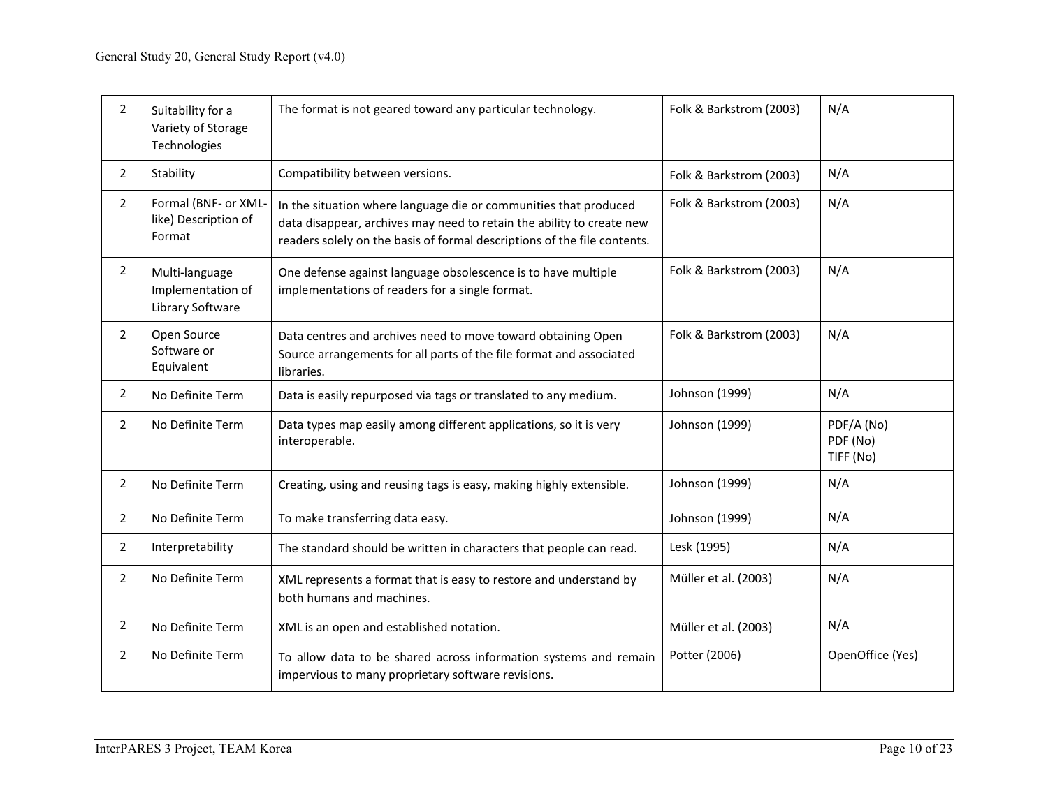| 2 | Suitability for a Variety of Storage Technologies | The format is not geared toward any particular technology. | Folk & Barkstrom (2003) | N/A |
|---|---|---|---|---|
| 2 | Stability | Compatibility between versions. | Folk & Barkstrom (2003) | N/A |
| 2 | Formal (BNF- or XML-like) Description of Format | In the situation where language die or communities that produced data disappear, archives may need to retain the ability to create new readers solely on the basis of formal descriptions of the file contents. | Folk & Barkstrom (2003) | N/A |
| 2 | Multi-language Implementation of Library Software | One defense against language obsolescence is to have multiple implementations of readers for a single format. | Folk & Barkstrom (2003) | N/A |
| 2 | Open Source Software or Equivalent | Data centres and archives need to move toward obtaining Open Source arrangements for all parts of the file format and associated libraries. | Folk & Barkstrom (2003) | N/A |
| 2 | No Definite Term | Data is easily repurposed via tags or translated to any medium. | Johnson (1999) | N/A |
| 2 | No Definite Term | Data types map easily among different applications, so it is very interoperable. | Johnson (1999) | PDF/A (No)<br>PDF (No)<br>TIFF (No) |
| 2 | No Definite Term | Creating, using and reusing tags is easy, making highly extensible. | Johnson (1999) | N/A |
| 2 | No Definite Term | To make transferring data easy. | Johnson (1999) | N/A |
| 2 | Interpretability | The standard should be written in characters that people can read. | Lesk (1995) | N/A |
| 2 | No Definite Term | XML represents a format that is easy to restore and understand by both humans and machines. | Müller et al. (2003) | N/A |
| 2 | No Definite Term | XML is an open and established notation. | Müller et al. (2003) | N/A |
| 2 | No Definite Term | To allow data to be shared across information systems and remain impervious to many proprietary software revisions. | Potter (2006) | OpenOffice (Yes) |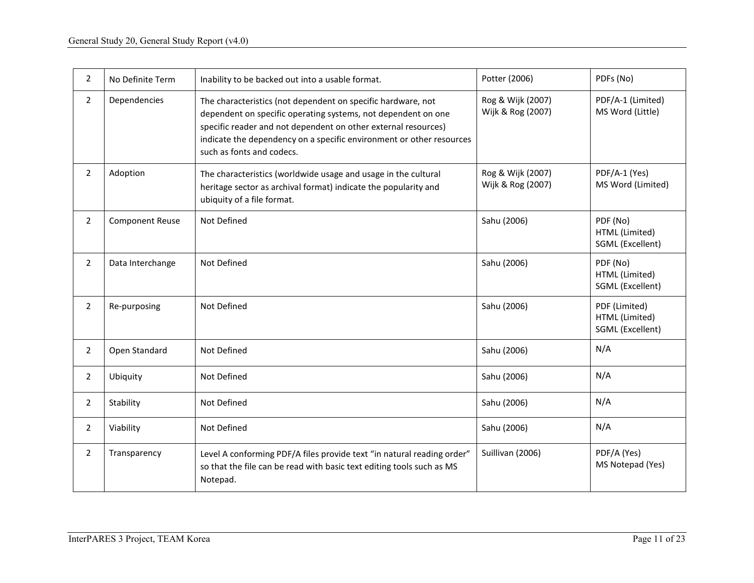| 2 | No Definite Term | Inability to be backed out into a usable format. | Potter (2006) | PDFs (No) |
|---|---|---|---|---|
| 2 | Dependencies | The characteristics (not dependent on specific hardware, not dependent on specific operating systems, not dependent on one specific reader and not dependent on other external resources) indicate the dependency on a specific environment or other resources such as fonts and codecs. | Rog & Wijk (2007)<br>Wijk & Rog (2007) | PDF/A-1 (Limited)<br>MS Word (Little) |
| 2 | Adoption | The characteristics (worldwide usage and usage in the cultural heritage sector as archival format) indicate the popularity and ubiquity of a file format. | Rog & Wijk (2007)<br>Wijk & Rog (2007) | PDF/A-1 (Yes)<br>MS Word (Limited) |
| 2 | Component Reuse | Not Defined | Sahu (2006) | PDF (No)<br>HTML (Limited)<br>SGML (Excellent) |
| 2 | Data Interchange | Not Defined | Sahu (2006) | PDF (No)<br>HTML (Limited)<br>SGML (Excellent) |
| 2 | Re-purposing | Not Defined | Sahu (2006) | PDF (Limited)<br>HTML (Limited)<br>SGML (Excellent) |
| 2 | Open Standard | Not Defined | Sahu (2006) | N/A |
| 2 | Ubiquity | Not Defined | Sahu (2006) | N/A |
| 2 | Stability | Not Defined | Sahu (2006) | N/A |
| 2 | Viability | Not Defined | Sahu (2006) | N/A |
| 2 | Transparency | Level A conforming PDF/A files provide text "in natural reading order" so that the file can be read with basic text editing tools such as MS Notepad. | Suillivan (2006) | PDF/A (Yes)<br>MS Notepad (Yes) |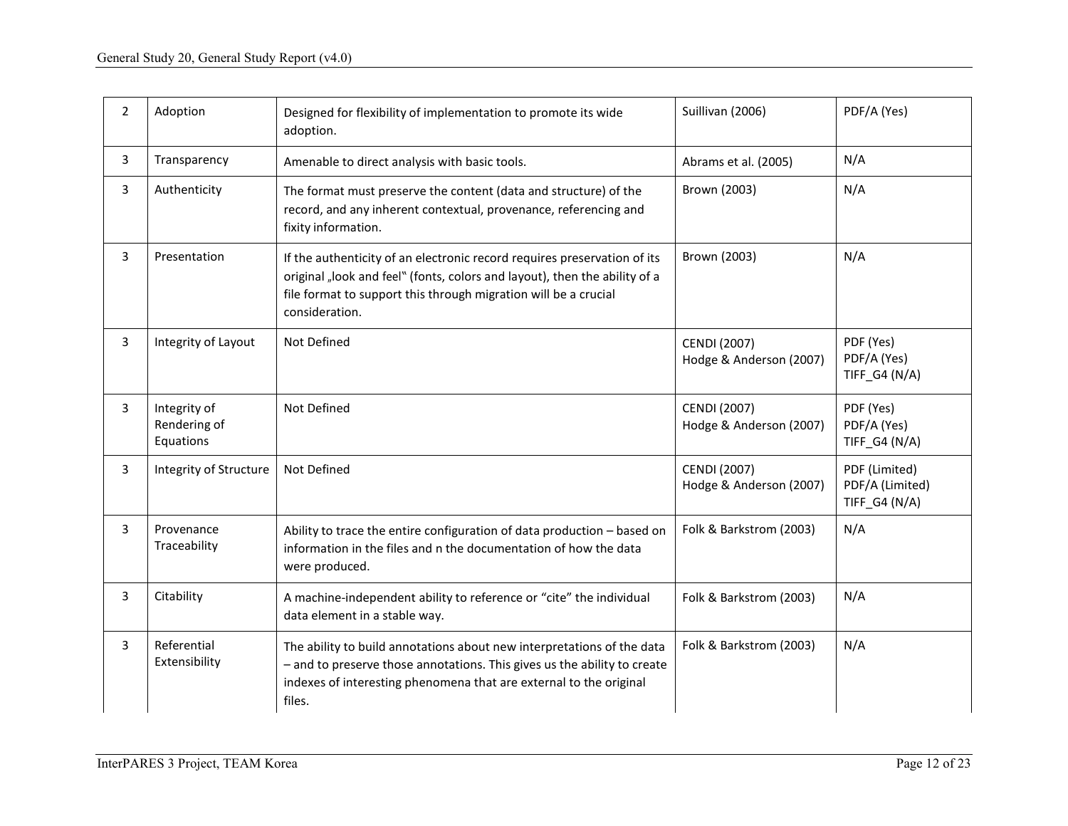| 2 | Adoption | Designed for flexibility of implementation to promote its wide adoption. | Suillivan (2006) | PDF/A (Yes) |
|---|---|---|---|---|
| 3 | Transparency | Amenable to direct analysis with basic tools. | Abrams et al. (2005) | N/A |
| 3 | Authenticity | The format must preserve the content (data and structure) of the record, and any inherent contextual, provenance, referencing and fixity information. | Brown (2003) | N/A |
| 3 | Presentation | If the authenticity of an electronic record requires preservation of its original „look and feel" (fonts, colors and layout), then the ability of a file format to support this through migration will be a crucial consideration. | Brown (2003) | N/A |
| 3 | Integrity of Layout | Not Defined | CENDI (2007)<br>Hodge & Anderson (2007) | PDF (Yes)<br>PDF/A (Yes)<br>TIFF_G4 (N/A) |
| 3 | Integrity of Rendering of Equations | Not Defined | CENDI (2007)<br>Hodge & Anderson (2007) | PDF (Yes)<br>PDF/A (Yes)<br>TIFF_G4 (N/A) |
| 3 | Integrity of Structure | Not Defined | CENDI (2007)<br>Hodge & Anderson (2007) | PDF (Limited)<br>PDF/A (Limited)<br>TIFF_G4 (N/A) |
| 3 | Provenance Traceability | Ability to trace the entire configuration of data production – based on information in the files and n the documentation of how the data were produced. | Folk & Barkstrom (2003) | N/A |
| 3 | Citability | A machine-independent ability to reference or "cite" the individual data element in a stable way. | Folk & Barkstrom (2003) | N/A |
| 3 | Referential Extensibility | The ability to build annotations about new interpretations of the data – and to preserve those annotations. This gives us the ability to create indexes of interesting phenomena that are external to the original files. | Folk & Barkstrom (2003) | N/A |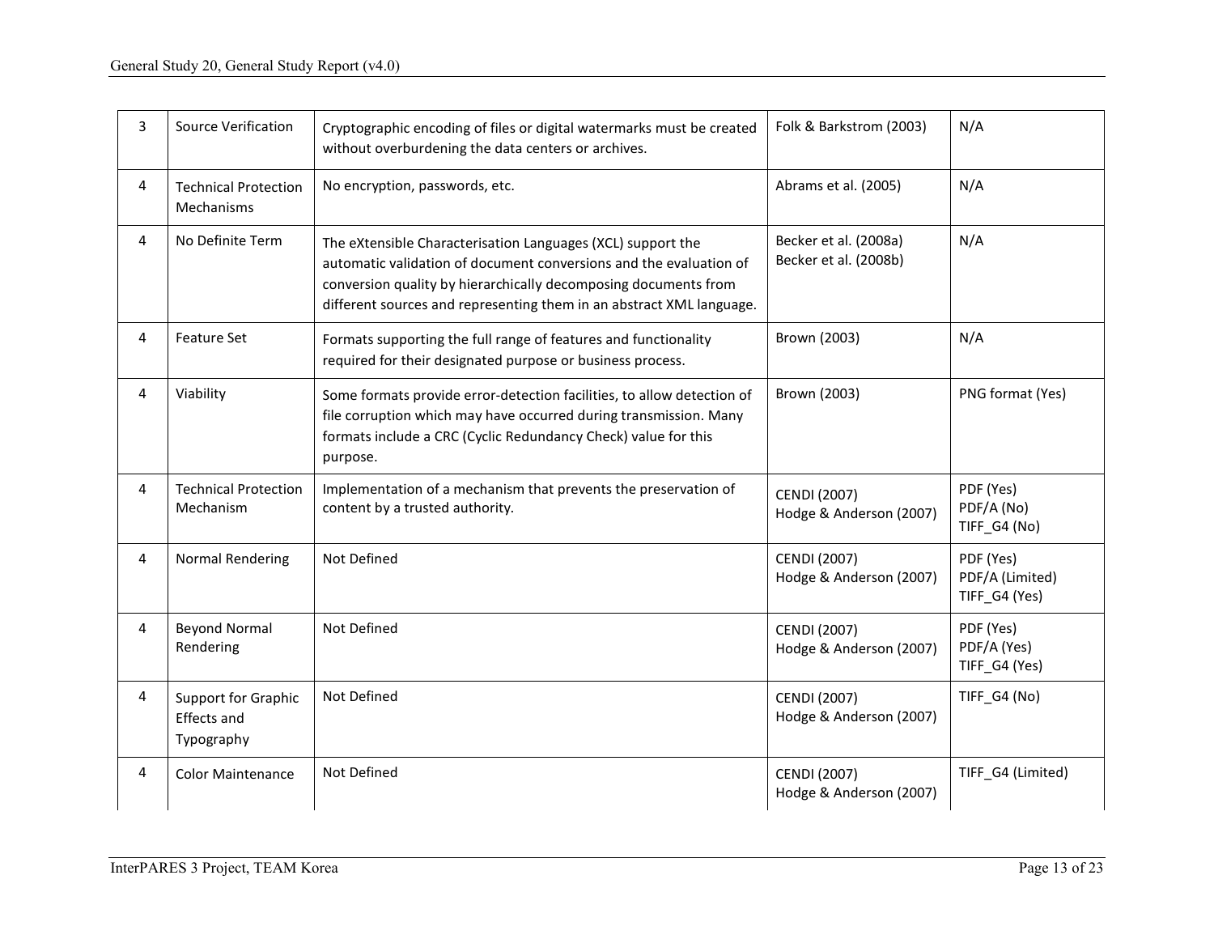| 3 | Source Verification | Cryptographic encoding of files or digital watermarks must be created without overburdening the data centers or archives. | Folk & Barkstrom (2003) | N/A |
|---|---|---|---|---|
| 4 | Technical Protection Mechanisms | No encryption, passwords, etc. | Abrams et al. (2005) | N/A |
| 4 | No Definite Term | The eXtensible Characterisation Languages (XCL) support the automatic validation of document conversions and the evaluation of conversion quality by hierarchically decomposing documents from different sources and representing them in an abstract XML language. | Becker et al. (2008a)<br>Becker et al. (2008b) | N/A |
| 4 | Feature Set | Formats supporting the full range of features and functionality required for their designated purpose or business process. | Brown (2003) | N/A |
| 4 | Viability | Some formats provide error-detection facilities, to allow detection of file corruption which may have occurred during transmission. Many formats include a CRC (Cyclic Redundancy Check) value for this purpose. | Brown (2003) | PNG format (Yes) |
| 4 | Technical Protection Mechanism | Implementation of a mechanism that prevents the preservation of content by a trusted authority. | CENDI (2007)<br>Hodge & Anderson (2007) | PDF (Yes)<br>PDF/A (No)<br>TIFF_G4 (No) |
| 4 | Normal Rendering | Not Defined | CENDI (2007)<br>Hodge & Anderson (2007) | PDF (Yes)<br>PDF/A (Limited)<br>TIFF_G4 (Yes) |
| 4 | Beyond Normal Rendering | Not Defined | CENDI (2007)<br>Hodge & Anderson (2007) | PDF (Yes)<br>PDF/A (Yes)<br>TIFF_G4 (Yes) |
| 4 | Support for Graphic Effects and Typography | Not Defined | CENDI (2007)<br>Hodge & Anderson (2007) | TIFF_G4 (No) |
| 4 | Color Maintenance | Not Defined | CENDI (2007)<br>Hodge & Anderson (2007) | TIFF_G4 (Limited) |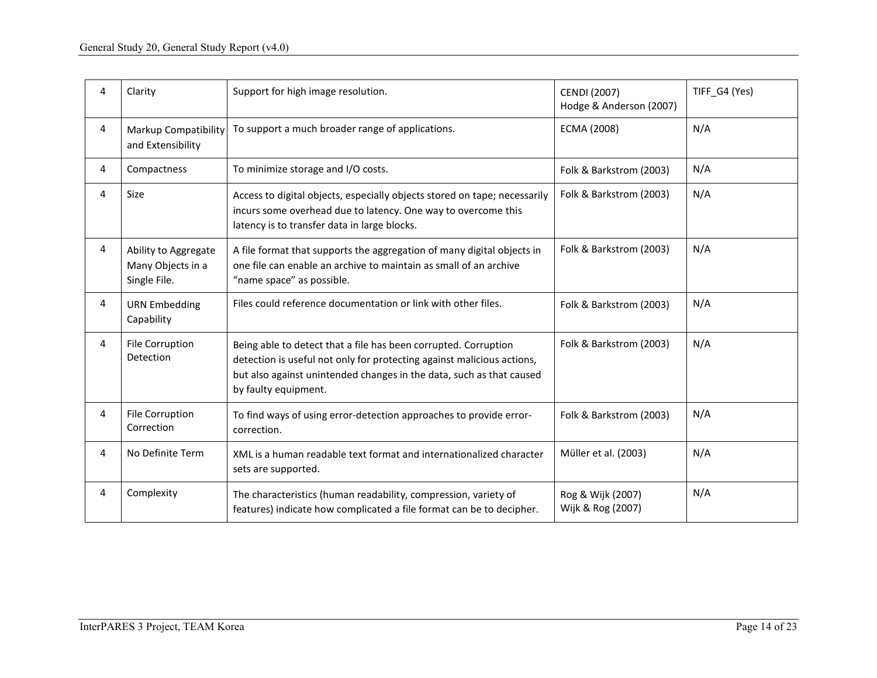| | | | | |
|---|---|---|---|---|
| 4 | Clarity | Support for high image resolution. | CENDI (2007)<br>Hodge & Anderson (2007) | TIFF_G4 (Yes) |
| 4 | Markup Compatibility and Extensibility | To support a much broader range of applications. | ECMA (2008) | N/A |
| 4 | Compactness | To minimize storage and I/O costs. | Folk & Barkstrom (2003) | N/A |
| 4 | Size | Access to digital objects, especially objects stored on tape; necessarily incurs some overhead due to latency. One way to overcome this latency is to transfer data in large blocks. | Folk & Barkstrom (2003) | N/A |
| 4 | Ability to Aggregate Many Objects in a Single File. | A file format that supports the aggregation of many digital objects in one file can enable an archive to maintain as small of an archive "name space" as possible. | Folk & Barkstrom (2003) | N/A |
| 4 | URN Embedding Capability | Files could reference documentation or link with other files. | Folk & Barkstrom (2003) | N/A |
| 4 | File Corruption Detection | Being able to detect that a file has been corrupted. Corruption detection is useful not only for protecting against malicious actions, but also against unintended changes in the data, such as that caused by faulty equipment. | Folk & Barkstrom (2003) | N/A |
| 4 | File Corruption Correction | To find ways of using error-detection approaches to provide error-correction. | Folk & Barkstrom (2003) | N/A |
| 4 | No Definite Term | XML is a human readable text format and internationalized character sets are supported. | Müller et al. (2003) | N/A |
| 4 | Complexity | The characteristics (human readability, compression, variety of features) indicate how complicated a file format can be to decipher. | Rog & Wijk (2007)<br>Wijk & Rog (2007) | N/A |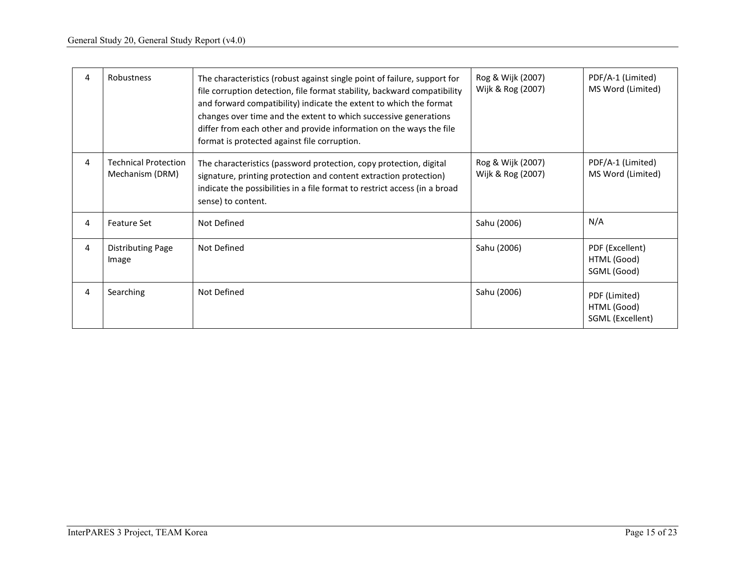| 4 | Robustness | The characteristics (robust against single point of failure, support for file corruption detection, file format stability, backward compatibility and forward compatibility) indicate the extent to which the format changes over time and the extent to which successive generations differ from each other and provide information on the ways the file format is protected against file corruption. | Rog & Wijk (2007)<br>Wijk & Rog (2007) | PDF/A-1 (Limited)<br>MS Word (Limited) |
|---|---|---|---|---|
| 4 | Technical Protection Mechanism (DRM) | The characteristics (password protection, copy protection, digital signature, printing protection and content extraction protection) indicate the possibilities in a file format to restrict access (in a broad sense) to content. | Rog & Wijk (2007)<br>Wijk & Rog (2007) | PDF/A-1 (Limited)<br>MS Word (Limited) |
| 4 | Feature Set | Not Defined | Sahu (2006) | N/A |
| 4 | Distributing Page Image | Not Defined | Sahu (2006) | PDF (Excellent)<br>HTML (Good)<br>SGML (Good) |
| 4 | Searching | Not Defined | Sahu (2006) | PDF (Limited)<br>HTML (Good)<br>SGML (Excellent) |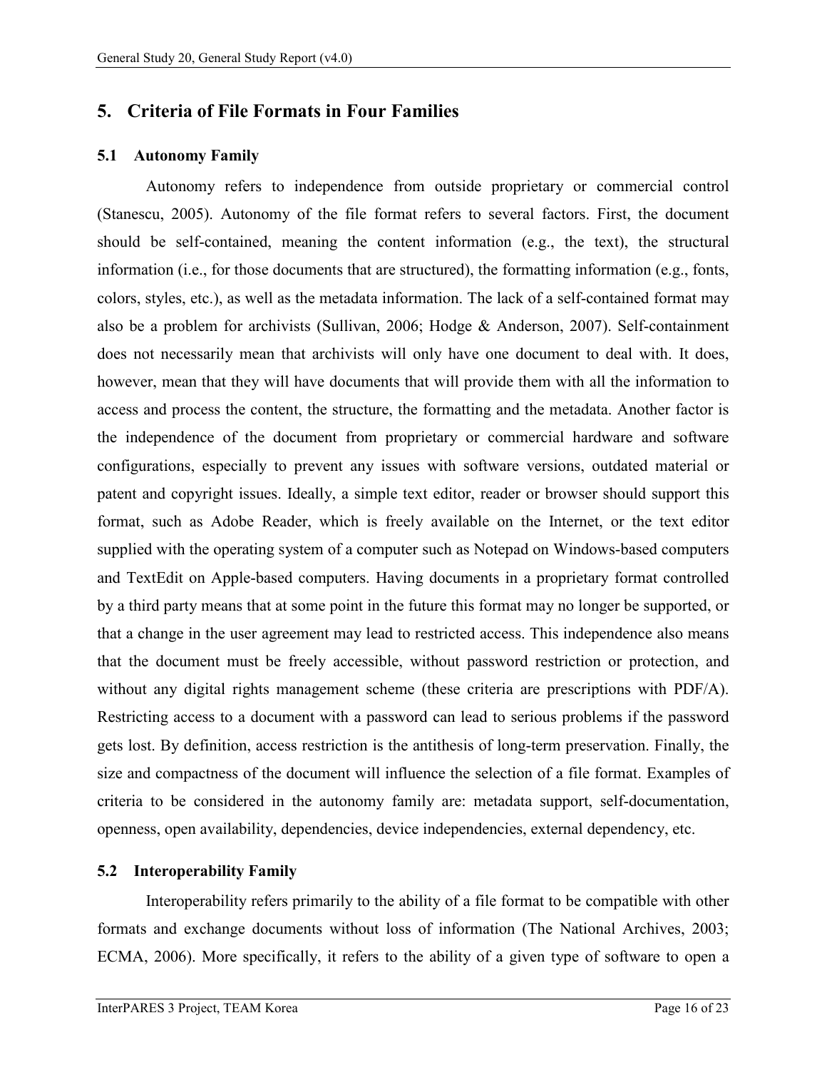## 5. Criteria of File Formats in Four Families

### 5.1 Autonomy Family

Autonomy refers to independence from outside proprietary or commercial control (Stanescu, 2005). Autonomy of the file format refers to several factors. First, the document should be self-contained, meaning the content information (e.g., the text), the structural information (i.e., for those documents that are structured), the formatting information (e.g., fonts, colors, styles, etc.), as well as the metadata information. The lack of a self-contained format may also be a problem for archivists (Sullivan, 2006; Hodge & Anderson, 2007). Self-containment does not necessarily mean that archivists will only have one document to deal with. It does, however, mean that they will have documents that will provide them with all the information to access and process the content, the structure, the formatting and the metadata. Another factor is the independence of the document from proprietary or commercial hardware and software configurations, especially to prevent any issues with software versions, outdated material or patent and copyright issues. Ideally, a simple text editor, reader or browser should support this format, such as Adobe Reader, which is freely available on the Internet, or the text editor supplied with the operating system of a computer such as Notepad on Windows-based computers and TextEdit on Apple-based computers. Having documents in a proprietary format controlled by a third party means that at some point in the future this format may no longer be supported, or that a change in the user agreement may lead to restricted access. This independence also means that the document must be freely accessible, without password restriction or protection, and without any digital rights management scheme (these criteria are prescriptions with PDF/A). Restricting access to a document with a password can lead to serious problems if the password gets lost. By definition, access restriction is the antithesis of long-term preservation. Finally, the size and compactness of the document will influence the selection of a file format. Examples of criteria to be considered in the autonomy family are: metadata support, self-documentation, openness, open availability, dependencies, device independencies, external dependency, etc.

### 5.2 Interoperability Family

Interoperability refers primarily to the ability of a file format to be compatible with other formats and exchange documents without loss of information (The National Archives, 2003; ECMA, 2006). More specifically, it refers to the ability of a given type of software to open a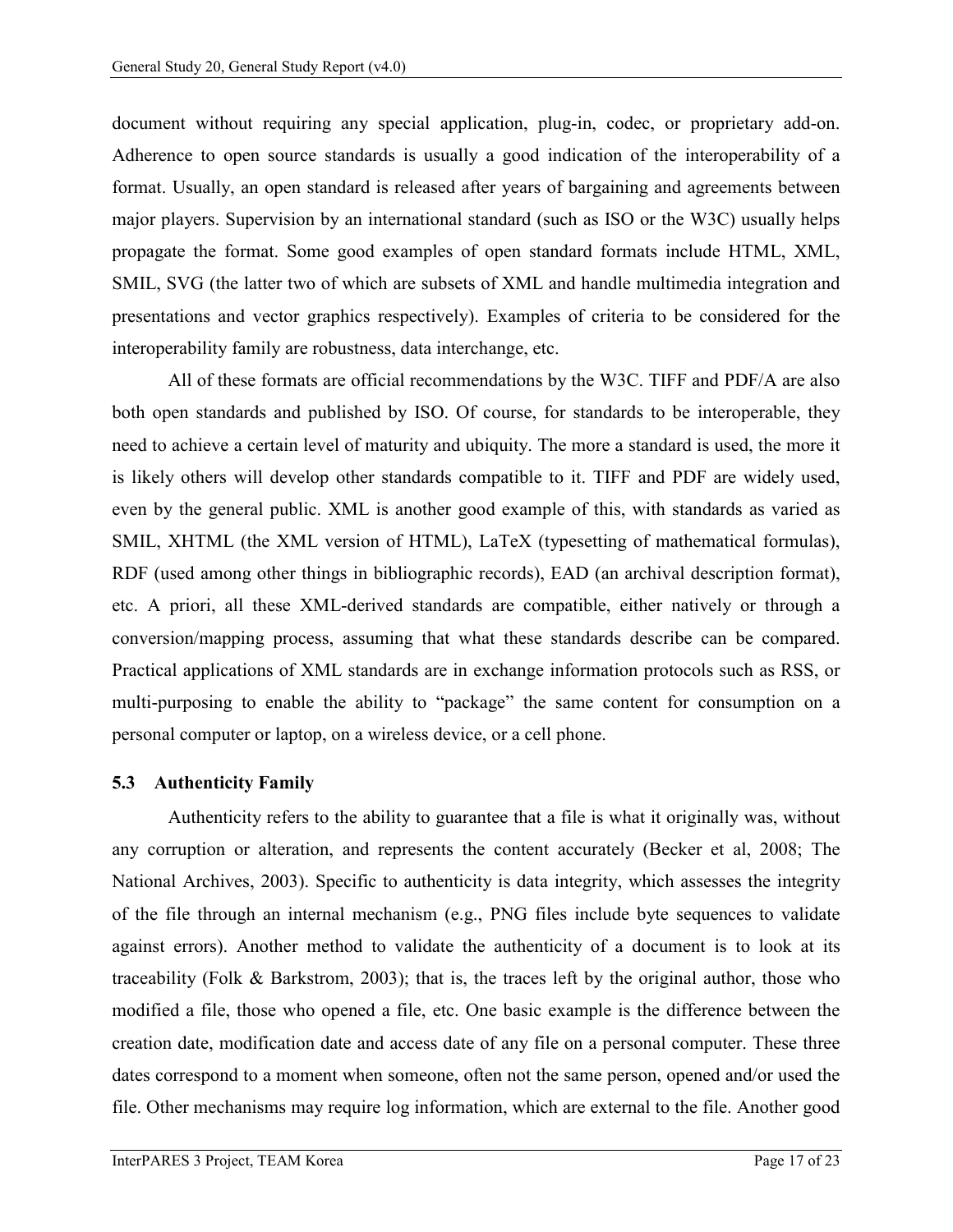document without requiring any special application, plug-in, codec, or proprietary add-on. Adherence to open source standards is usually a good indication of the interoperability of a format. Usually, an open standard is released after years of bargaining and agreements between major players. Supervision by an international standard (such as ISO or the W3C) usually helps propagate the format. Some good examples of open standard formats include HTML, XML, SMIL, SVG (the latter two of which are subsets of XML and handle multimedia integration and presentations and vector graphics respectively). Examples of criteria to be considered for the interoperability family are robustness, data interchange, etc.

All of these formats are official recommendations by the W3C. TIFF and PDF/A are also both open standards and published by ISO. Of course, for standards to be interoperable, they need to achieve a certain level of maturity and ubiquity. The more a standard is used, the more it is likely others will develop other standards compatible to it. TIFF and PDF are widely used, even by the general public. XML is another good example of this, with standards as varied as SMIL, XHTML (the XML version of HTML), LaTeX (typesetting of mathematical formulas), RDF (used among other things in bibliographic records), EAD (an archival description format), etc. A priori, all these XML-derived standards are compatible, either natively or through a conversion/mapping process, assuming that what these standards describe can be compared. Practical applications of XML standards are in exchange information protocols such as RSS, or multi-purposing to enable the ability to "package" the same content for consumption on a personal computer or laptop, on a wireless device, or a cell phone.

### 5.3 Authenticity Family

Authenticity refers to the ability to guarantee that a file is what it originally was, without any corruption or alteration, and represents the content accurately (Becker et al, 2008; The National Archives, 2003). Specific to authenticity is data integrity, which assesses the integrity of the file through an internal mechanism (e.g., PNG files include byte sequences to validate against errors). Another method to validate the authenticity of a document is to look at its traceability (Folk & Barkstrom, 2003); that is, the traces left by the original author, those who modified a file, those who opened a file, etc. One basic example is the difference between the creation date, modification date and access date of any file on a personal computer. These three dates correspond to a moment when someone, often not the same person, opened and/or used the file. Other mechanisms may require log information, which are external to the file. Another good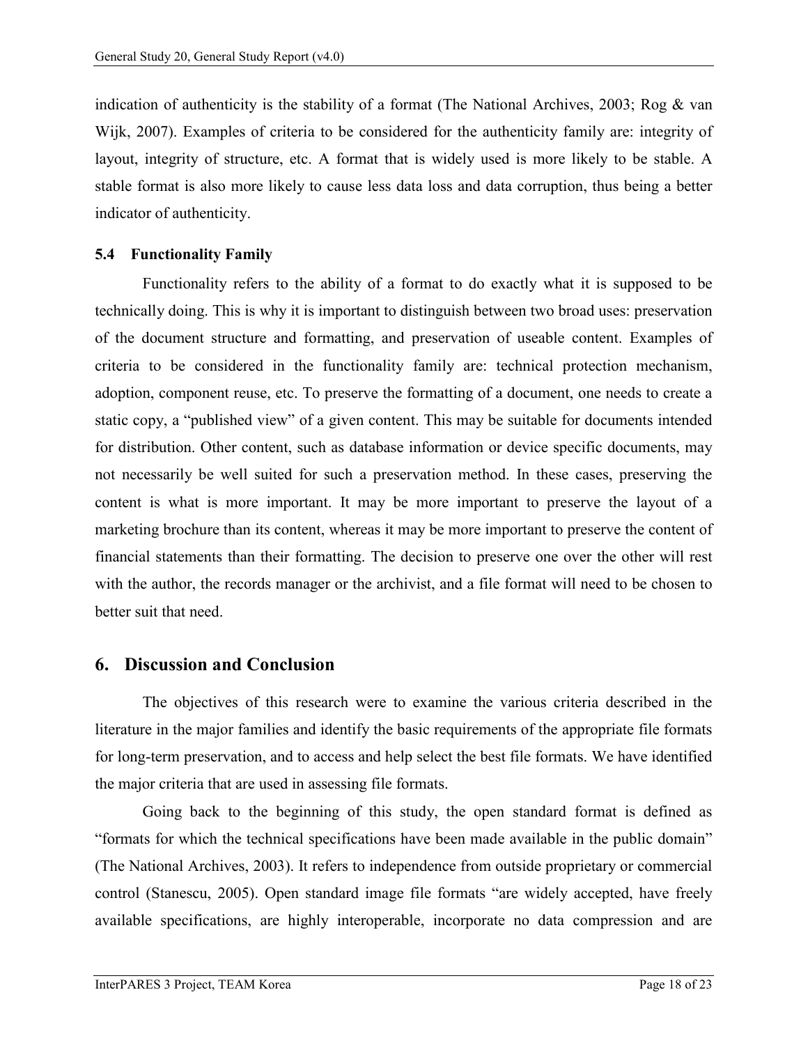indication of authenticity is the stability of a format (The National Archives, 2003; Rog & van Wijk, 2007). Examples of criteria to be considered for the authenticity family are: integrity of layout, integrity of structure, etc. A format that is widely used is more likely to be stable. A stable format is also more likely to cause less data loss and data corruption, thus being a better indicator of authenticity.

### 5.4 Functionality Family

Functionality refers to the ability of a format to do exactly what it is supposed to be technically doing. This is why it is important to distinguish between two broad uses: preservation of the document structure and formatting, and preservation of useable content. Examples of criteria to be considered in the functionality family are: technical protection mechanism, adoption, component reuse, etc. To preserve the formatting of a document, one needs to create a static copy, a "published view" of a given content. This may be suitable for documents intended for distribution. Other content, such as database information or device specific documents, may not necessarily be well suited for such a preservation method. In these cases, preserving the content is what is more important. It may be more important to preserve the layout of a marketing brochure than its content, whereas it may be more important to preserve the content of financial statements than their formatting. The decision to preserve one over the other will rest with the author, the records manager or the archivist, and a file format will need to be chosen to better suit that need.

## 6. Discussion and Conclusion

The objectives of this research were to examine the various criteria described in the literature in the major families and identify the basic requirements of the appropriate file formats for long-term preservation, and to access and help select the best file formats. We have identified the major criteria that are used in assessing file formats.

Going back to the beginning of this study, the open standard format is defined as "formats for which the technical specifications have been made available in the public domain" (The National Archives, 2003). It refers to independence from outside proprietary or commercial control (Stanescu, 2005). Open standard image file formats "are widely accepted, have freely available specifications, are highly interoperable, incorporate no data compression and are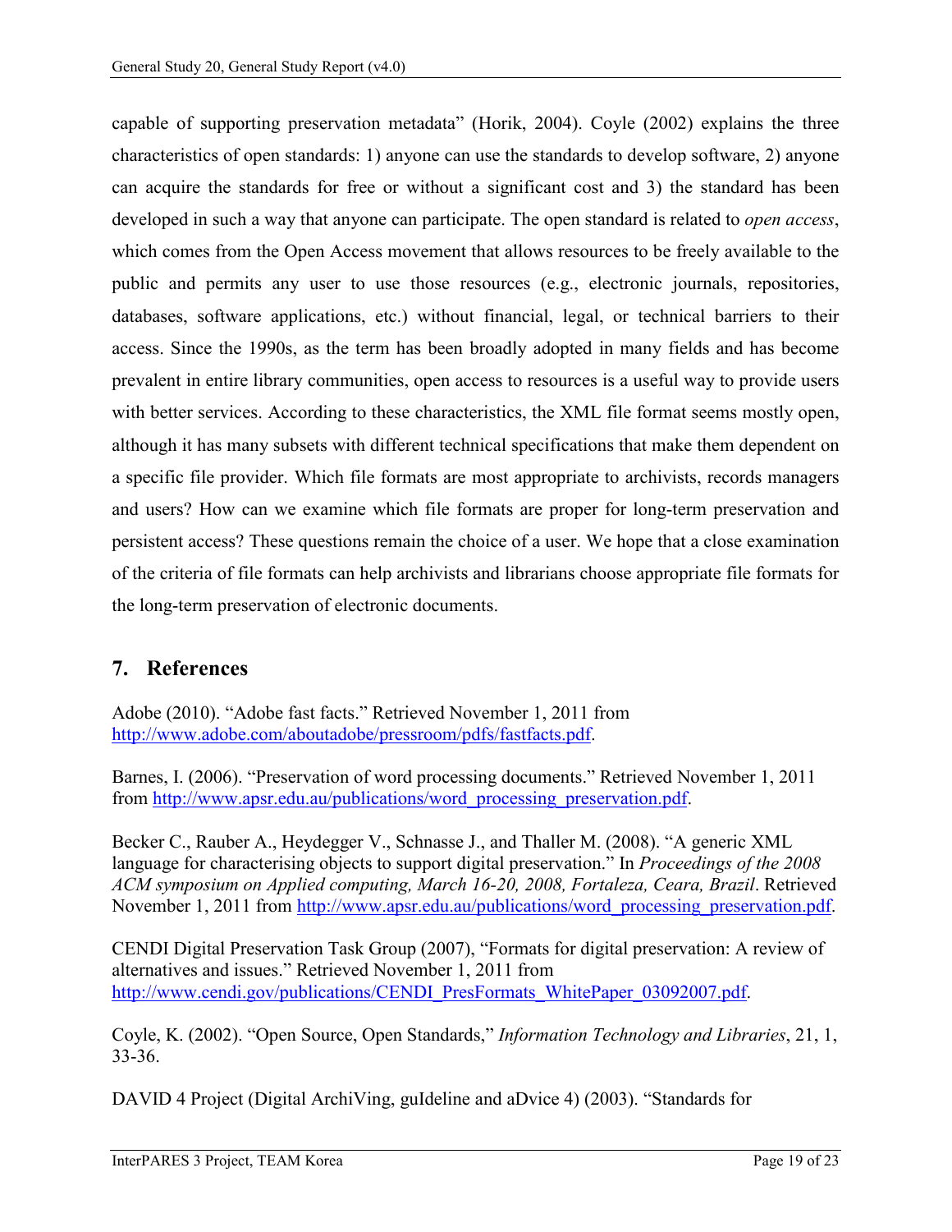capable of supporting preservation metadata" (Horik, 2004). Coyle (2002) explains the three characteristics of open standards: 1) anyone can use the standards to develop software, 2) anyone can acquire the standards for free or without a significant cost and 3) the standard has been developed in such a way that anyone can participate. The open standard is related to *open access*, which comes from the Open Access movement that allows resources to be freely available to the public and permits any user to use those resources (e.g., electronic journals, repositories, databases, software applications, etc.) without financial, legal, or technical barriers to their access. Since the 1990s, as the term has been broadly adopted in many fields and has become prevalent in entire library communities, open access to resources is a useful way to provide users with better services. According to these characteristics, the XML file format seems mostly open, although it has many subsets with different technical specifications that make them dependent on a specific file provider. Which file formats are most appropriate to archivists, records managers and users? How can we examine which file formats are proper for long-term preservation and persistent access? These questions remain the choice of a user. We hope that a close examination of the criteria of file formats can help archivists and librarians choose appropriate file formats for the long-term preservation of electronic documents.

## 7. References

Adobe (2010). "Adobe fast facts." Retrieved November 1, 2011 from http://www.adobe.com/aboutadobe/pressroom/pdfs/fastfacts.pdf.

Barnes, I. (2006). "Preservation of word processing documents." Retrieved November 1, 2011 from http://www.apsr.edu.au/publications/word_processing_preservation.pdf.

Becker C., Rauber A., Heydegger V., Schnasse J., and Thaller M. (2008). "A generic XML language for characterising objects to support digital preservation." In *Proceedings of the 2008 ACM symposium on Applied computing, March 16-20, 2008, Fortaleza, Ceara, Brazil*. Retrieved November 1, 2011 from http://www.apsr.edu.au/publications/word_processing_preservation.pdf.

CENDI Digital Preservation Task Group (2007), "Formats for digital preservation: A review of alternatives and issues." Retrieved November 1, 2011 from http://www.cendi.gov/publications/CENDI_PresFormats_WhitePaper_03092007.pdf.

Coyle, K. (2002). "Open Source, Open Standards," *Information Technology and Libraries*, 21, 1, 33-36.

DAVID 4 Project (Digital ArchiVing, guIdeline and aDvice 4) (2003). "Standards for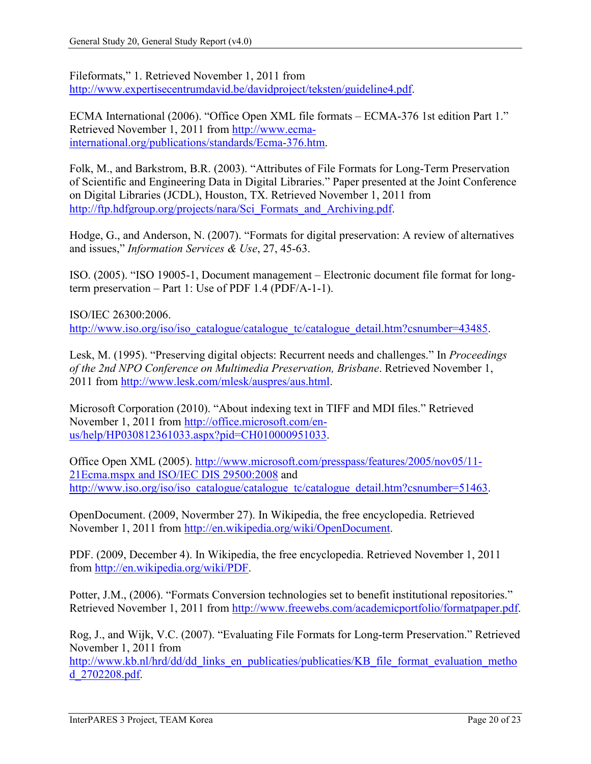Fileformats," 1. Retrieved November 1, 2011 from http://www.expertisecentrumdavid.be/davidproject/teksten/guideline4.pdf.

ECMA International (2006). "Office Open XML file formats – ECMA-376 1st edition Part 1." Retrieved November 1, 2011 from http://www.ecma-international.org/publications/standards/Ecma-376.htm.

Folk, M., and Barkstrom, B.R. (2003). "Attributes of File Formats for Long-Term Preservation of Scientific and Engineering Data in Digital Libraries." Paper presented at the Joint Conference on Digital Libraries (JCDL), Houston, TX. Retrieved November 1, 2011 from http://ftp.hdfgroup.org/projects/nara/Sci_Formats_and_Archiving.pdf.

Hodge, G., and Anderson, N. (2007). "Formats for digital preservation: A review of alternatives and issues," *Information Services & Use*, 27, 45-63.

ISO. (2005). "ISO 19005-1, Document management – Electronic document file format for long-term preservation – Part 1: Use of PDF 1.4 (PDF/A-1-1).

ISO/IEC 26300:2006. http://www.iso.org/iso/iso_catalogue/catalogue_tc/catalogue_detail.htm?csnumber=43485.

Lesk, M. (1995). "Preserving digital objects: Recurrent needs and challenges." In *Proceedings of the 2nd NPO Conference on Multimedia Preservation, Brisbane*. Retrieved November 1, 2011 from http://www.lesk.com/mlesk/auspres/aus.html.

Microsoft Corporation (2010). "About indexing text in TIFF and MDI files." Retrieved November 1, 2011 from http://office.microsoft.com/en-us/help/HP030812361033.aspx?pid=CH010000951033.

Office Open XML (2005). http://www.microsoft.com/presspass/features/2005/nov05/11-21Ecma.mspx and ISO/IEC DIS 29500:2008 and http://www.iso.org/iso/iso_catalogue/catalogue_tc/catalogue_detail.htm?csnumber=51463.

OpenDocument. (2009, Novermber 27). In Wikipedia, the free encyclopedia. Retrieved November 1, 2011 from http://en.wikipedia.org/wiki/OpenDocument.

PDF. (2009, December 4). In Wikipedia, the free encyclopedia. Retrieved November 1, 2011 from http://en.wikipedia.org/wiki/PDF.

Potter, J.M., (2006). "Formats Conversion technologies set to benefit institutional repositories." Retrieved November 1, 2011 from http://www.freewebs.com/academicportfolio/formatpaper.pdf.

Rog, J., and Wijk, V.C. (2007). "Evaluating File Formats for Long-term Preservation." Retrieved November 1, 2011 from http://www.kb.nl/hrd/dd/dd_links_en_publicaties/publicaties/KB_file_format_evaluation_method_2702208.pdf.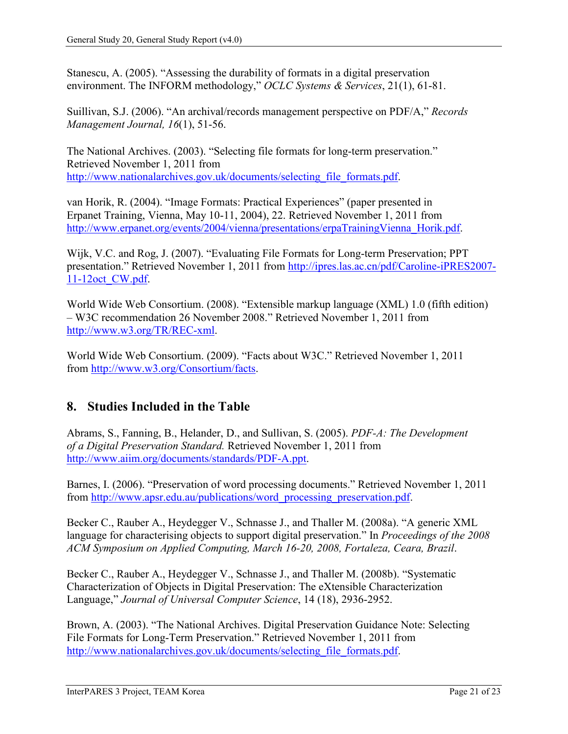Stanescu, A. (2005). “Assessing the durability of formats in a digital preservation environment. The INFORM methodology,” *OCLC Systems & Services*, 21(1), 61-81.

Suillivan, S.J. (2006). “An archival/records management perspective on PDF/A,” *Records Management Journal, 16*(1), 51-56.

The National Archives. (2003). “Selecting file formats for long-term preservation.” Retrieved November 1, 2011 from http://www.nationalarchives.gov.uk/documents/selecting_file_formats.pdf.

van Horik, R. (2004). “Image Formats: Practical Experiences” (paper presented in Erpanet Training, Vienna, May 10-11, 2004), 22. Retrieved November 1, 2011 from http://www.erpanet.org/events/2004/vienna/presentations/erpaTrainingVienna_Horik.pdf.

Wijk, V.C. and Rog, J. (2007). “Evaluating File Formats for Long-term Preservation; PPT presentation.” Retrieved November 1, 2011 from http://ipres.las.ac.cn/pdf/Caroline-iPRES2007-11-12oct_CW.pdf.

World Wide Web Consortium. (2008). “Extensible markup language (XML) 1.0 (fifth edition) – W3C recommendation 26 November 2008.” Retrieved November 1, 2011 from http://www.w3.org/TR/REC-xml.

World Wide Web Consortium. (2009). “Facts about W3C.” Retrieved November 1, 2011 from http://www.w3.org/Consortium/facts.

## 8. Studies Included in the Table

Abrams, S., Fanning, B., Helander, D., and Sullivan, S. (2005). *PDF-A: The Development of a Digital Preservation Standard.* Retrieved November 1, 2011 from http://www.aiim.org/documents/standards/PDF-A.ppt.

Barnes, I. (2006). “Preservation of word processing documents.” Retrieved November 1, 2011 from http://www.apsr.edu.au/publications/word_processing_preservation.pdf.

Becker C., Rauber A., Heydegger V., Schnasse J., and Thaller M. (2008a). “A generic XML language for characterising objects to support digital preservation.” In *Proceedings of the 2008 ACM Symposium on Applied Computing, March 16-20, 2008, Fortaleza, Ceara, Brazil*.

Becker C., Rauber A., Heydegger V., Schnasse J., and Thaller M. (2008b). “Systematic Characterization of Objects in Digital Preservation: The eXtensible Characterization Language,” *Journal of Universal Computer Science*, 14 (18), 2936-2952.

Brown, A. (2003). “The National Archives. Digital Preservation Guidance Note: Selecting File Formats for Long-Term Preservation.” Retrieved November 1, 2011 from http://www.nationalarchives.gov.uk/documents/selecting_file_formats.pdf.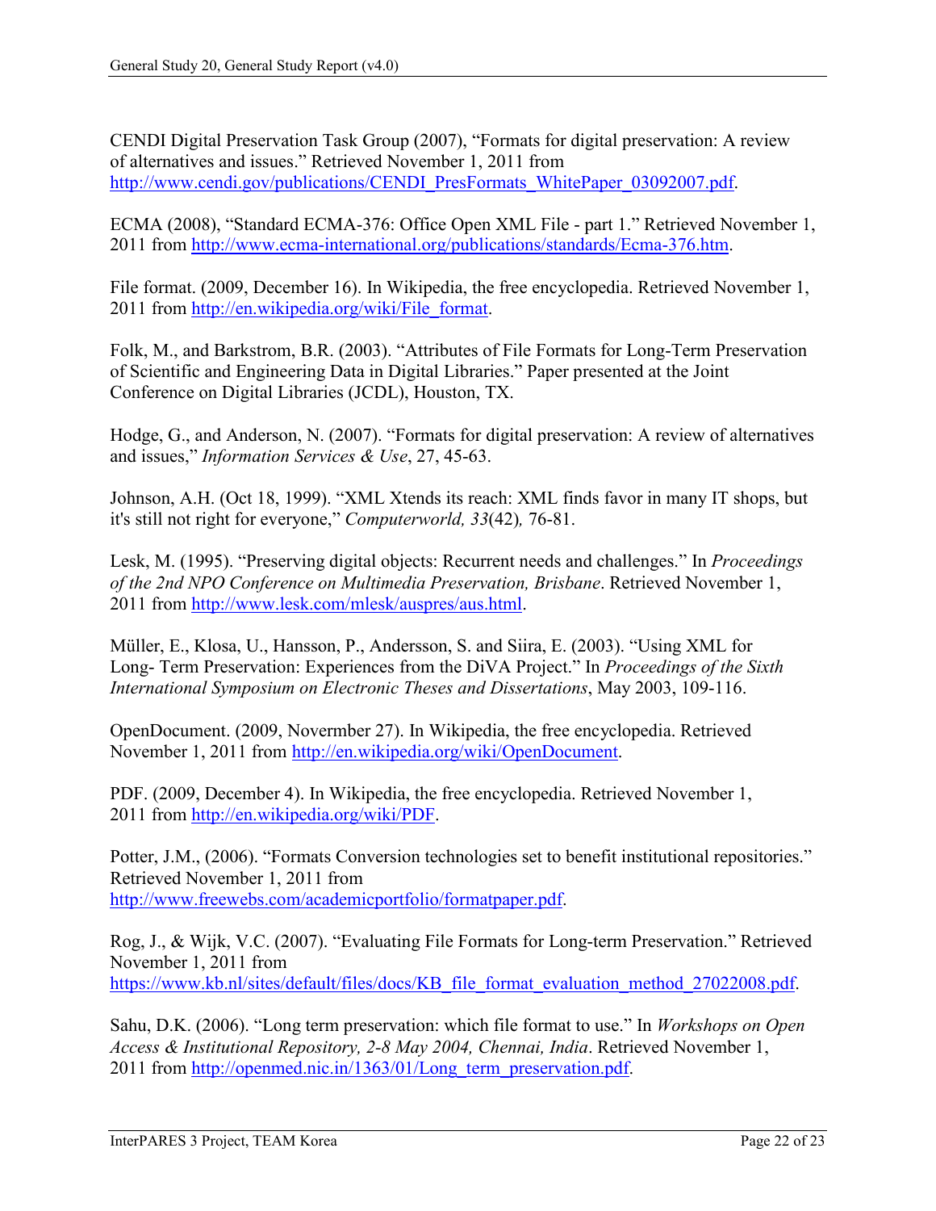CENDI Digital Preservation Task Group (2007), "Formats for digital preservation: A review of alternatives and issues." Retrieved November 1, 2011 from http://www.cendi.gov/publications/CENDI_PresFormats_WhitePaper_03092007.pdf.

ECMA (2008), "Standard ECMA-376: Office Open XML File - part 1." Retrieved November 1, 2011 from http://www.ecma-international.org/publications/standards/Ecma-376.htm.

File format. (2009, December 16). In Wikipedia, the free encyclopedia. Retrieved November 1, 2011 from http://en.wikipedia.org/wiki/File_format.

Folk, M., and Barkstrom, B.R. (2003). "Attributes of File Formats for Long-Term Preservation of Scientific and Engineering Data in Digital Libraries." Paper presented at the Joint Conference on Digital Libraries (JCDL), Houston, TX.

Hodge, G., and Anderson, N. (2007). "Formats for digital preservation: A review of alternatives and issues," *Information Services & Use*, 27, 45-63.

Johnson, A.H. (Oct 18, 1999). "XML Xtends its reach: XML finds favor in many IT shops, but it's still not right for everyone," *Computerworld, 33*(42)*,* 76-81.

Lesk, M. (1995). "Preserving digital objects: Recurrent needs and challenges." In *Proceedings of the 2nd NPO Conference on Multimedia Preservation, Brisbane*. Retrieved November 1, 2011 from http://www.lesk.com/mlesk/auspres/aus.html.

Müller, E., Klosa, U., Hansson, P., Andersson, S. and Siira, E. (2003). "Using XML for Long- Term Preservation: Experiences from the DiVA Project." In *Proceedings of the Sixth International Symposium on Electronic Theses and Dissertations*, May 2003, 109-116.

OpenDocument. (2009, Novermber 27). In Wikipedia, the free encyclopedia. Retrieved November 1, 2011 from http://en.wikipedia.org/wiki/OpenDocument.

PDF. (2009, December 4). In Wikipedia, the free encyclopedia. Retrieved November 1, 2011 from http://en.wikipedia.org/wiki/PDF.

Potter, J.M., (2006). "Formats Conversion technologies set to benefit institutional repositories." Retrieved November 1, 2011 from http://www.freewebs.com/academicportfolio/formatpaper.pdf.

Rog, J., & Wijk, V.C. (2007). "Evaluating File Formats for Long-term Preservation." Retrieved November 1, 2011 from https://www.kb.nl/sites/default/files/docs/KB_file_format_evaluation_method_27022008.pdf.

Sahu, D.K. (2006). "Long term preservation: which file format to use." In *Workshops on Open Access & Institutional Repository, 2-8 May 2004, Chennai, India*. Retrieved November 1, 2011 from http://openmed.nic.in/1363/01/Long_term_preservation.pdf.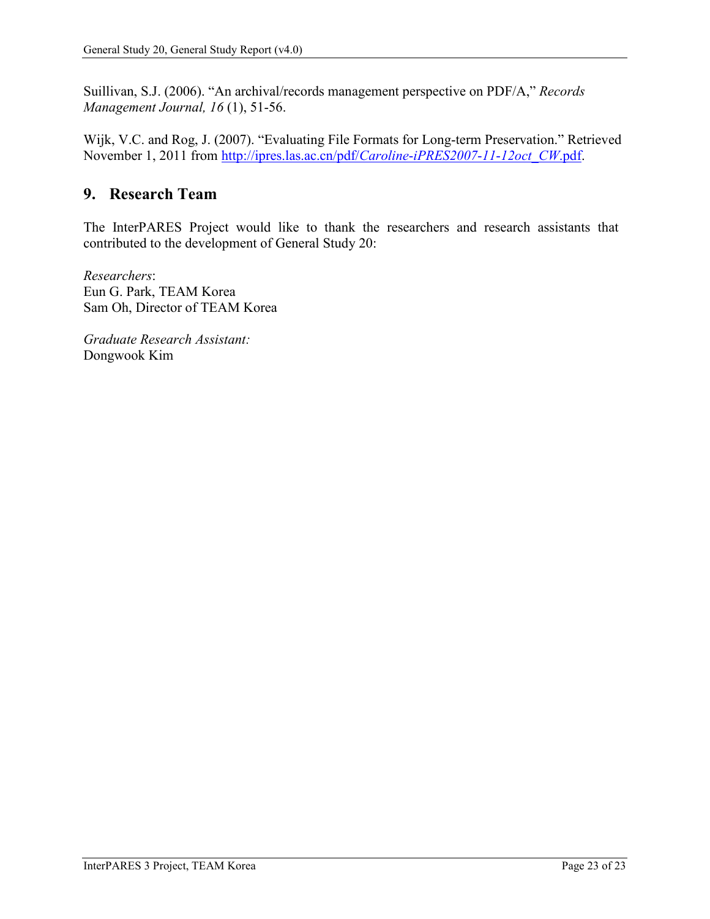Suillivan, S.J. (2006). "An archival/records management perspective on PDF/A," *Records Management Journal, 16* (1), 51-56.

Wijk, V.C. and Rog, J. (2007). "Evaluating File Formats for Long-term Preservation." Retrieved November 1, 2011 from [http://ipres.las.ac.cn/pdf/*Caroline-iPRES2007-11-12oct_CW*.pdf](http://ipres.las.ac.cn/pdf/Caroline-iPRES2007-11-12oct_CW.pdf).

## 9. Research Team

The InterPARES Project would like to thank the researchers and research assistants that contributed to the development of General Study 20:

*Researchers*:
Eun G. Park, TEAM Korea
Sam Oh, Director of TEAM Korea

*Graduate Research Assistant:*
Dongwook Kim